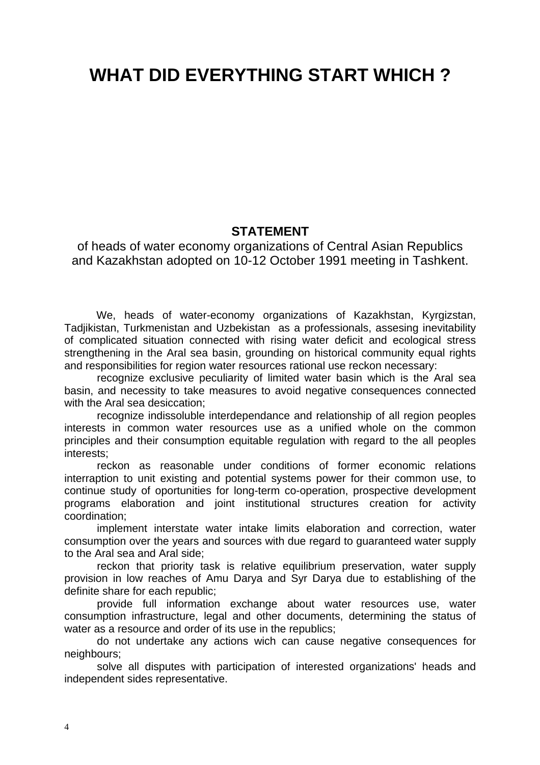# WHAT DID EVERYTHING START WHICH ?

## STATEMENT

of heads of water economy organizations of Central Asian Republics and Kazakhstan adopted on 10-12 October 1991 meeting in Tashkent.

We, heads of water-economy organizations of Kazakhstan, Kyrgizstan, Tadjikistan, Turkmenistan and Uzbekistan as a professionals, assesing inevitability of complicated situation connected with rising water deficit and ecological stress strengthening in the Aral sea basin, grounding on historical community equal rights and responsibilities for region water resources rational use reckon necessary:

recognize exclusive peculiarity of limited water basin which is the Aral sea basin, and necessity to take measures to avoid negative consequences connected with the Aral sea desiccation;

recognize indissoluble interdependance and relationship of all region peoples interests in common water resources use as a unified whole on the common principles and their consumption equitable regulation with regard to the all peoples interests;

reckon as reasonable under conditions of former economic relations interraption to unit existing and potential systems power for their common use, to continue study of oportunities for long-term co-operation, prospective development programs elaboration and joint institutional structures creation for activity coordination;

implement interstate water intake limits elaboration and correction, water consumption over the years and sources with due regard to guaranteed water supply to the Aral sea and Aral side;

reckon that priority task is relative equilibrium preservation, water supply provision in low reaches of Amu Darya and Syr Darya due to establishing of the definite share for each republic;

provide full information exchange about water resources use, water consumption infrastructure, legal and other documents, determining the status of water as a resource and order of its use in the republics;

do not undertake any actions wich can cause negative consequences for neighbours;

solve all disputes with participation of interested organizations' heads and independent sides representative.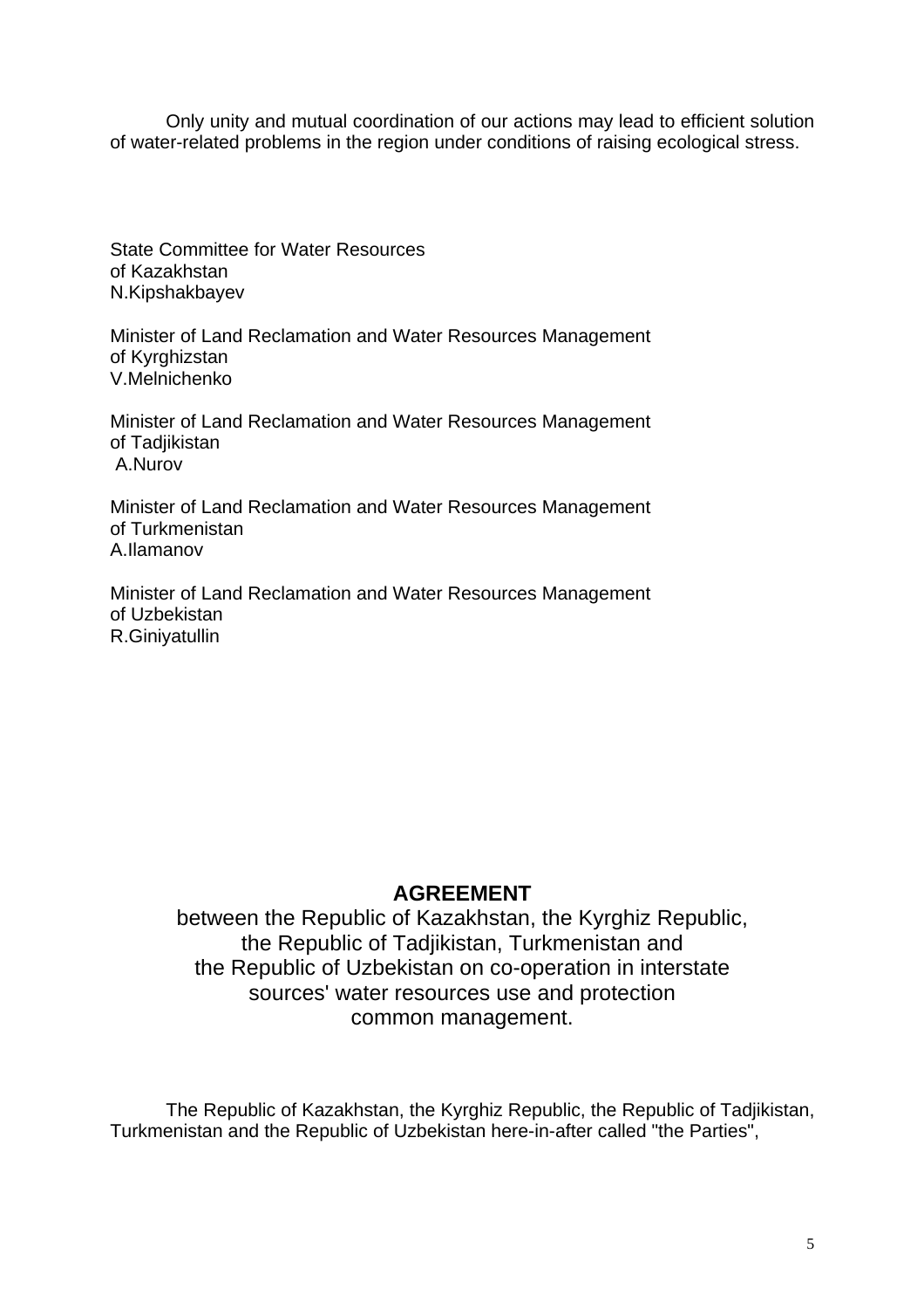Only unity and mutual coordination of our actions may lead to efficient solution of water-related problems in the region under conditions of raising ecological stress.

State Committee for Water Resources
of Kazakhstan
N.Kipshakbayev

Minister of Land Reclamation and Water Resources Management
of Kyrghizstan
V.Melnichenko

Minister of Land Reclamation and Water Resources Management
of Tadjikistan
A.Nurov

Minister of Land Reclamation and Water Resources Management
of Turkmenistan
A.Ilamanov

Minister of Land Reclamation and Water Resources Management
of Uzbekistan
R.Giniyatullin

## AGREEMENT

between the Republic of Kazakhstan, the Kyrghiz Republic, the Republic of Tadjikistan, Turkmenistan and the Republic of Uzbekistan on co-operation in interstate sources' water resources use and protection common management.

The Republic of Kazakhstan, the Kyrghiz Republic, the Republic of Tadjikistan, Turkmenistan and the Republic of Uzbekistan here-in-after called "the Parties",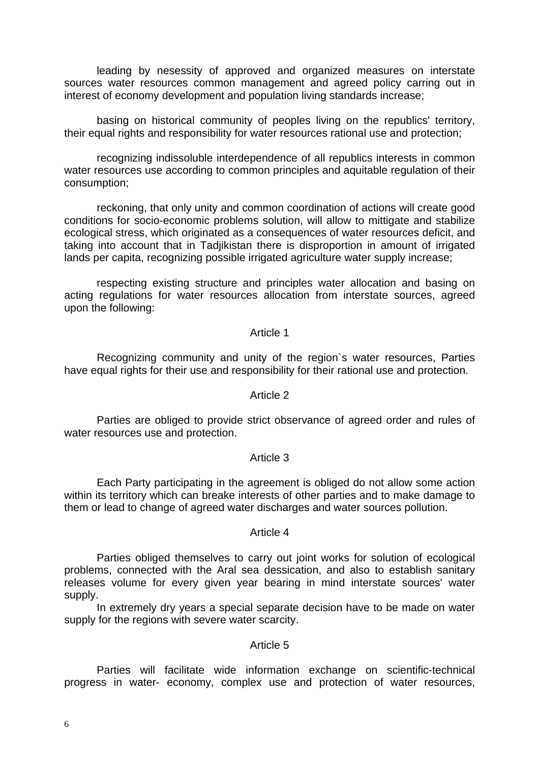leading by nesessity of approved and organized measures on interstate sources water resources common management and agreed policy carring out in interest of economy development and population living standards increase;

basing on historical community of peoples living on the republics' territory, their equal rights and responsibility for water resources rational use and protection;

recognizing indissoluble interdependence of all republics interests in common water resources use according to common principles and aquitable regulation of their consumption;

reckoning, that only unity and common coordination of actions will create good conditions for socio-economic problems solution, will allow to mittigate and stabilize ecological stress, which originated as a consequences of water resources deficit, and taking into account that in Tadjikistan there is disproportion in amount of irrigated lands per capita, recognizing possible irrigated agriculture water supply increase;

respecting existing structure and principles water allocation and basing on acting regulations for water resources allocation from interstate sources, agreed upon the following:

### Article 1

Recognizing community and unity of the region`s water resources, Parties have equal rights for their use and responsibility for their rational use and protection.

### Article 2

Parties are obliged to provide strict observance of agreed order and rules of water resources use and protection.

### Article 3

Each Party participating in the agreement is obliged do not allow some action within its territory which can breake interests of other parties and to make damage to them or lead to change of agreed water discharges and water sources pollution.

### Article 4

Parties obliged themselves to carry out joint works for solution of ecological problems, connected with the Aral sea dessication, and also to establish sanitary releases volume for every given year bearing in mind interstate sources' water supply.

In extremely dry years a special separate decision have to be made on water supply for the regions with severe water scarcity.

### Article 5

Parties will facilitate wide information exchange on scientific-technical progress in water- economy, complex use and protection of water resources,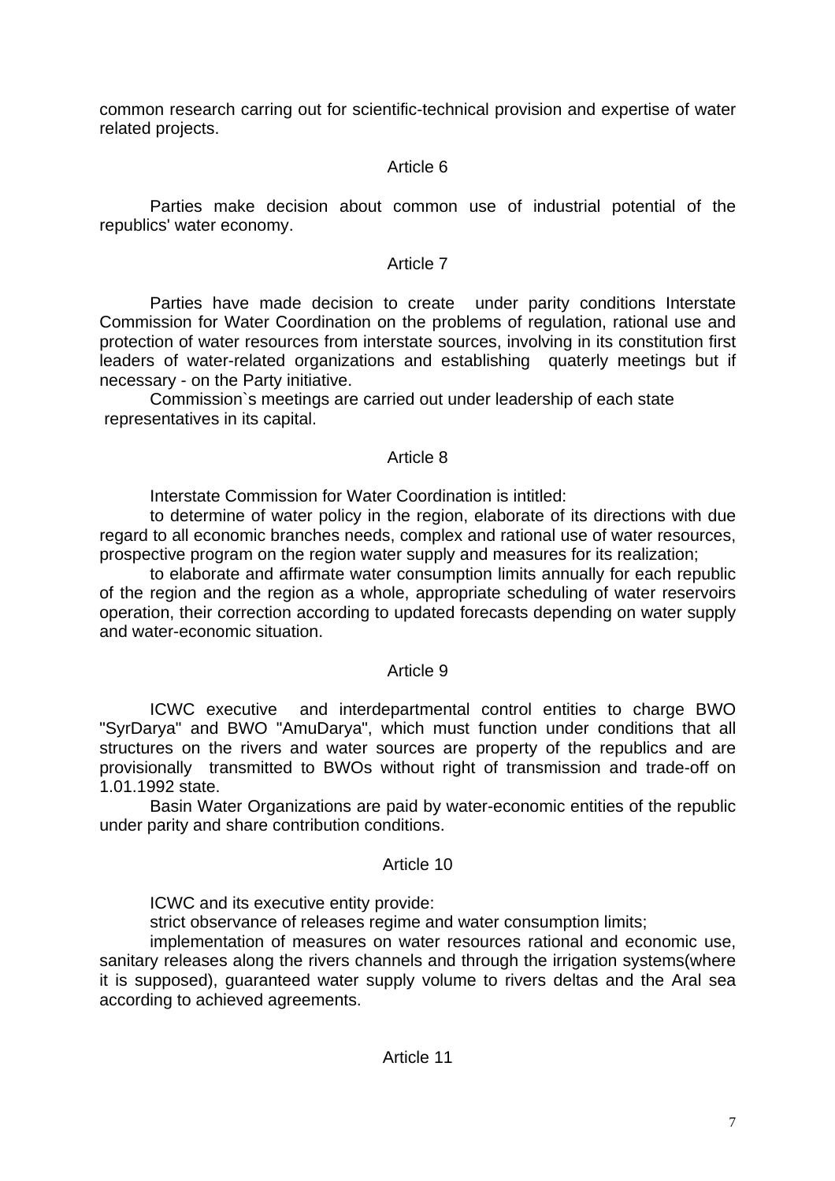common research carring out for scientific-technical provision and expertise of water related projects.

Article 6

Parties make decision about common use of industrial potential of the republics' water economy.

Article 7

Parties have made decision to create under parity conditions Interstate Commission for Water Coordination on the problems of regulation, rational use and protection of water resources from interstate sources, involving in its constitution first leaders of water-related organizations and establishing quaterly meetings but if necessary - on the Party initiative.

Commission`s meetings are carried out under leadership of each state representatives in its capital.

Article 8

Interstate Commission for Water Coordination is intitled:

to determine of water policy in the region, elaborate of its directions with due regard to all economic branches needs, complex and rational use of water resources, prospective program on the region water supply and measures for its realization;

to elaborate and affirmate water consumption limits annually for each republic of the region and the region as a whole, appropriate scheduling of water reservoirs operation, their correction according to updated forecasts depending on water supply and water-economic situation.

Article 9

ICWC executive and interdepartmental control entities to charge BWO "SyrDarya" and BWO "AmuDarya", which must function under conditions that all structures on the rivers and water sources are property of the republics and are provisionally transmitted to BWOs without right of transmission and trade-off on 1.01.1992 state.

Basin Water Organizations are paid by water-economic entities of the republic under parity and share contribution conditions.

Article 10

ICWC and its executive entity provide:

strict observance of releases regime and water consumption limits;

implementation of measures on water resources rational and economic use, sanitary releases along the rivers channels and through the irrigation systems(where it is supposed), guaranteed water supply volume to rivers deltas and the Aral sea according to achieved agreements.

Article 11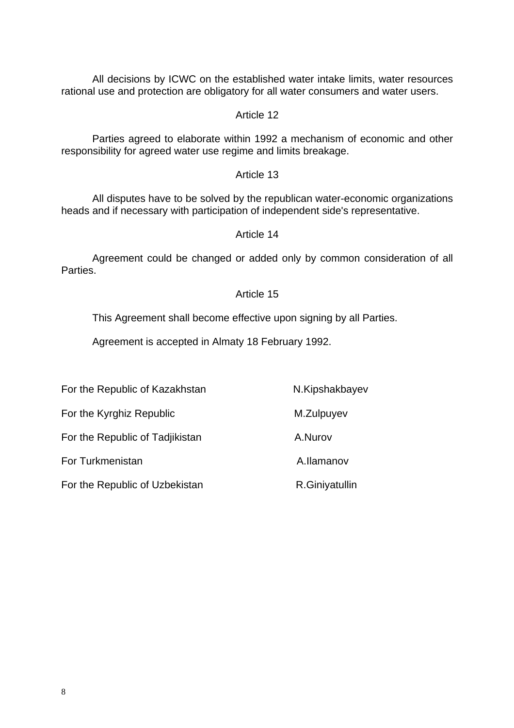All decisions by ICWC on the established water intake limits, water resources rational use and protection are obligatory for all water consumers and water users.

Article 12

Parties agreed to elaborate within 1992 a mechanism of economic and other responsibility for agreed water use regime and limits breakage.

Article 13

All disputes have to be solved by the republican water-economic organizations heads and if necessary with participation of independent side's representative.

Article 14

Agreement could be changed or added only by common consideration of all Parties.

Article 15

This Agreement shall become effective upon signing by all Parties.

Agreement is accepted in Almaty 18 February 1992.

| | |
|---|---|
| For the Republic of Kazakhstan | N.Kipshakbayev |
| For the Kyrghiz Republic | M.Zulpuyev |
| For the Republic of Tadjikistan | A.Nurov |
| For Turkmenistan | A.Ilamanov |
| For the Republic of Uzbekistan | R.Giniyatullin |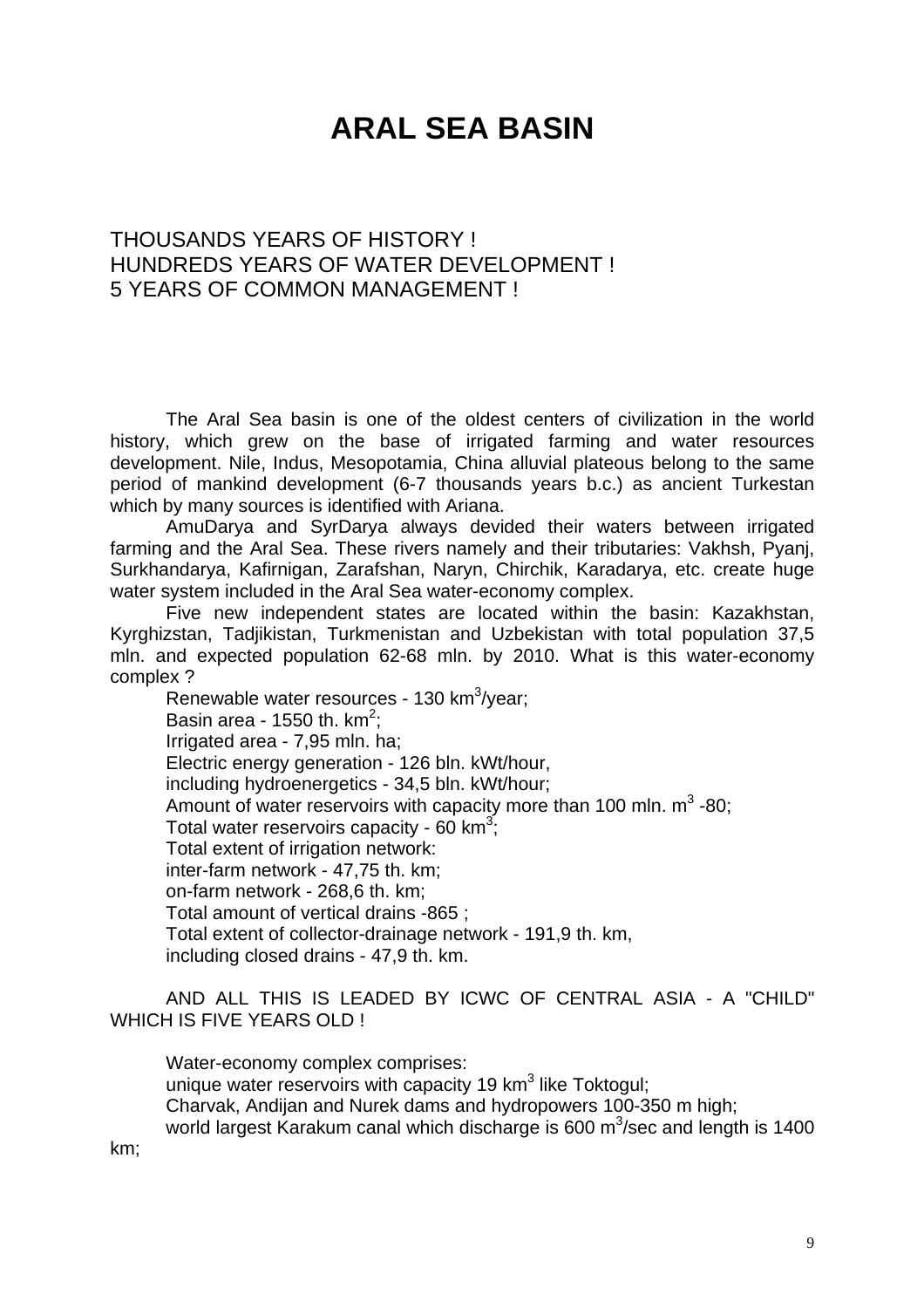# ARAL SEA BASIN

THOUSANDS YEARS OF HISTORY !
HUNDREDS YEARS OF WATER DEVELOPMENT !
5 YEARS OF COMMON MANAGEMENT !

The Aral Sea basin is one of the oldest centers of civilization in the world history, which grew on the base of irrigated farming and water resources development. Nile, Indus, Mesopotamia, China alluvial plateous belong to the same period of mankind development (6-7 thousands years b.c.) as ancient Turkestan which by many sources is identified with Ariana.

AmuDarya and SyrDarya always devided their waters between irrigated farming and the Aral Sea. These rivers namely and their tributaries: Vakhsh, Pyanj, Surkhandarya, Kafirnigan, Zarafshan, Naryn, Chirchik, Karadarya, etc. create huge water system included in the Aral Sea water-economy complex.

Five new independent states are located within the basin: Kazakhstan, Kyrghizstan, Tadjikistan, Turkmenistan and Uzbekistan with total population 37,5 mln. and expected population 62-68 mln. by 2010. What is this water-economy complex ?

Renewable water resources - 130 km$^3$/year;
Basin area - 1550 th. km$^2$;
Irrigated area - 7,95 mln. ha;
Electric energy generation - 126 bln. kWt/hour,
including hydroenergetics - 34,5 bln. kWt/hour;
Amount of water reservoirs with capacity more than 100 mln. m$^3$ -80;
Total water reservoirs capacity - 60 km$^3$;
Total extent of irrigation network:
inter-farm network - 47,75 th. km;
on-farm network - 268,6 th. km;
Total amount of vertical drains -865 ;
Total extent of collector-drainage network - 191,9 th. km,
including closed drains - 47,9 th. km.

AND ALL THIS IS LEADED BY ICWC OF CENTRAL ASIA - A "CHILD" WHICH IS FIVE YEARS OLD !

Water-economy complex comprises:
unique water reservoirs with capacity 19 km$^3$ like Toktogul;
Charvak, Andijan and Nurek dams and hydropowers 100-350 m high;
world largest Karakum canal which discharge is 600 m$^3$/sec and length is 1400 km;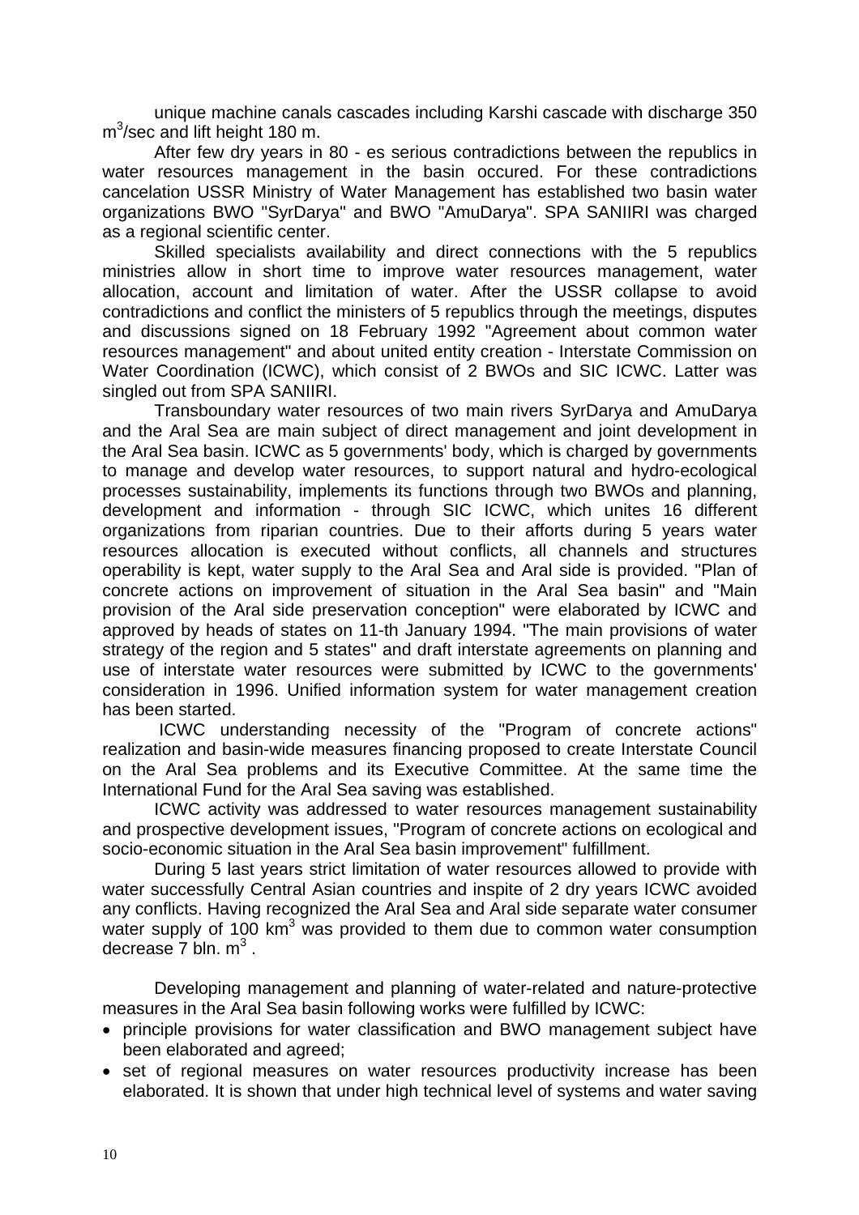unique machine canals cascades including Karshi cascade with discharge 350 $m^3$/sec and lift height 180 m.

After few dry years in 80 - es serious contradictions between the republics in water resources management in the basin occured. For these contradictions cancelation USSR Ministry of Water Management has established two basin water organizations BWO "SyrDarya" and BWO "AmuDarya". SPA SANIIRI was charged as a regional scientific center.

Skilled specialists availability and direct connections with the 5 republics ministries allow in short time to improve water resources management, water allocation, account and limitation of water. After the USSR collapse to avoid contradictions and conflict the ministers of 5 republics through the meetings, disputes and discussions signed on 18 February 1992 "Agreement about common water resources management" and about united entity creation - Interstate Commission on Water Coordination (ICWC), which consist of 2 BWOs and SIC ICWC. Latter was singled out from SPA SANIIRI.

Transboundary water resources of two main rivers SyrDarya and AmuDarya and the Aral Sea are main subject of direct management and joint development in the Aral Sea basin. ICWC as 5 governments' body, which is charged by governments to manage and develop water resources, to support natural and hydro-ecological processes sustainability, implements its functions through two BWOs and planning, development and information - through SIC ICWC, which unites 16 different organizations from riparian countries. Due to their afforts during 5 years water resources allocation is executed without conflicts, all channels and structures operability is kept, water supply to the Aral Sea and Aral side is provided. "Plan of concrete actions on improvement of situation in the Aral Sea basin" and "Main provision of the Aral side preservation conception" were elaborated by ICWC and approved by heads of states on 11-th January 1994. "The main provisions of water strategy of the region and 5 states" and draft interstate agreements on planning and use of interstate water resources were submitted by ICWC to the governments' consideration in 1996. Unified information system for water management creation has been started.

ICWC understanding necessity of the "Program of concrete actions" realization and basin-wide measures financing proposed to create Interstate Council on the Aral Sea problems and its Executive Committee. At the same time the International Fund for the Aral Sea saving was established.

ICWC activity was addressed to water resources management sustainability and prospective development issues, "Program of concrete actions on ecological and socio-economic situation in the Aral Sea basin improvement" fulfillment.

During 5 last years strict limitation of water resources allowed to provide with water successfully Central Asian countries and inspite of 2 dry years ICWC avoided any conflicts. Having recognized the Aral Sea and Aral side separate water consumer water supply of 100 $km^3$ was provided to them due to common water consumption decrease 7 bln. $m^3$ .

Developing management and planning of water-related and nature-protective measures in the Aral Sea basin following works were fulfilled by ICWC:

- principle provisions for water classification and BWO management subject have been elaborated and agreed;
- set of regional measures on water resources productivity increase has been elaborated. It is shown that under high technical level of systems and water saving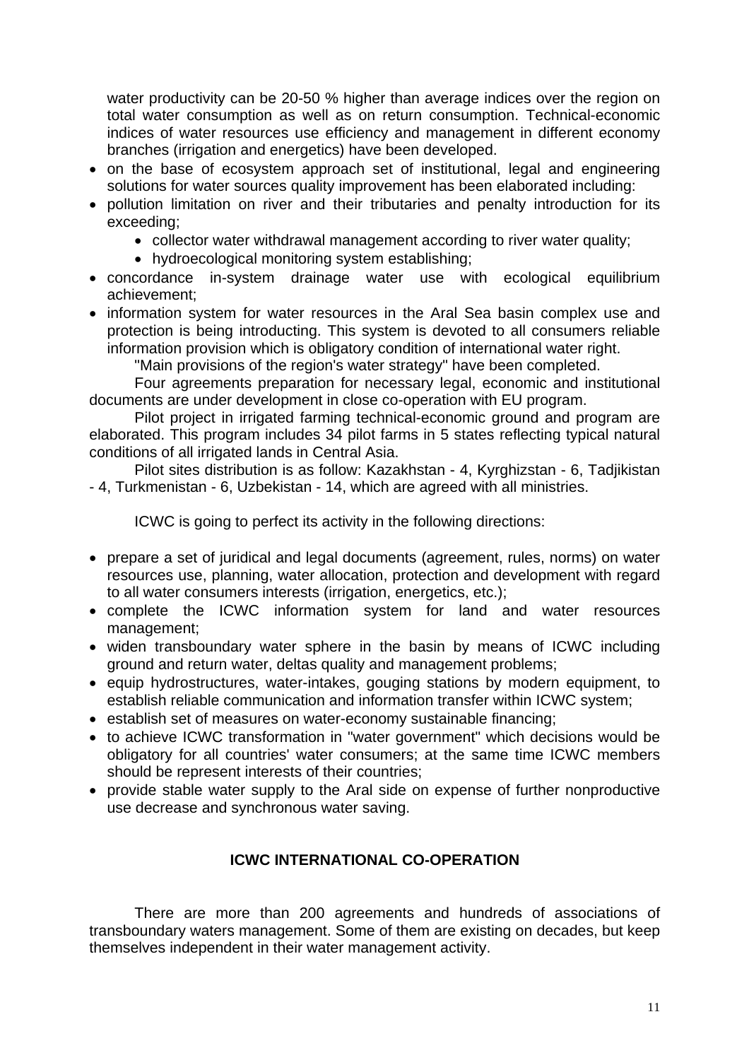water productivity can be 20-50 % higher than average indices over the region on total water consumption as well as on return consumption. Technical-economic indices of water resources use efficiency and management in different economy branches (irrigation and energetics) have been developed.

- on the base of ecosystem approach set of institutional, legal and engineering solutions for water sources quality improvement has been elaborated including:
- pollution limitation on river and their tributaries and penalty introduction for its exceeding;
    - collector water withdrawal management according to river water quality;
    - hydroecological monitoring system establishing;
- concordance in-system drainage water use with ecological equilibrium achievement;
- information system for water resources in the Aral Sea basin complex use and protection is being introducting. This system is devoted to all consumers reliable information provision which is obligatory condition of international water right.

"Main provisions of the region's water strategy" have been completed.

Four agreements preparation for necessary legal, economic and institutional documents are under development in close co-operation with EU program.

Pilot project in irrigated farming technical-economic ground and program are elaborated. This program includes 34 pilot farms in 5 states reflecting typical natural conditions of all irrigated lands in Central Asia.

Pilot sites distribution is as follow: Kazakhstan - 4, Kyrghizstan - 6, Tadjikistan - 4, Turkmenistan - 6, Uzbekistan - 14, which are agreed with all ministries.

ICWC is going to perfect its activity in the following directions:

- prepare a set of juridical and legal documents (agreement, rules, norms) on water resources use, planning, water allocation, protection and development with regard to all water consumers interests (irrigation, energetics, etc.);
- complete the ICWC information system for land and water resources management;
- widen transboundary water sphere in the basin by means of ICWC including ground and return water, deltas quality and management problems;
- equip hydrostructures, water-intakes, gouging stations by modern equipment, to establish reliable communication and information transfer within ICWC system;
- establish set of measures on water-economy sustainable financing;
- to achieve ICWC transformation in "water government" which decisions would be obligatory for all countries' water consumers; at the same time ICWC members should be represent interests of their countries;
- provide stable water supply to the Aral side on expense of further nonproductive use decrease and synchronous water saving.

## ICWC INTERNATIONAL CO-OPERATION

There are more than 200 agreements and hundreds of associations of transboundary waters management. Some of them are existing on decades, but keep themselves independent in their water management activity.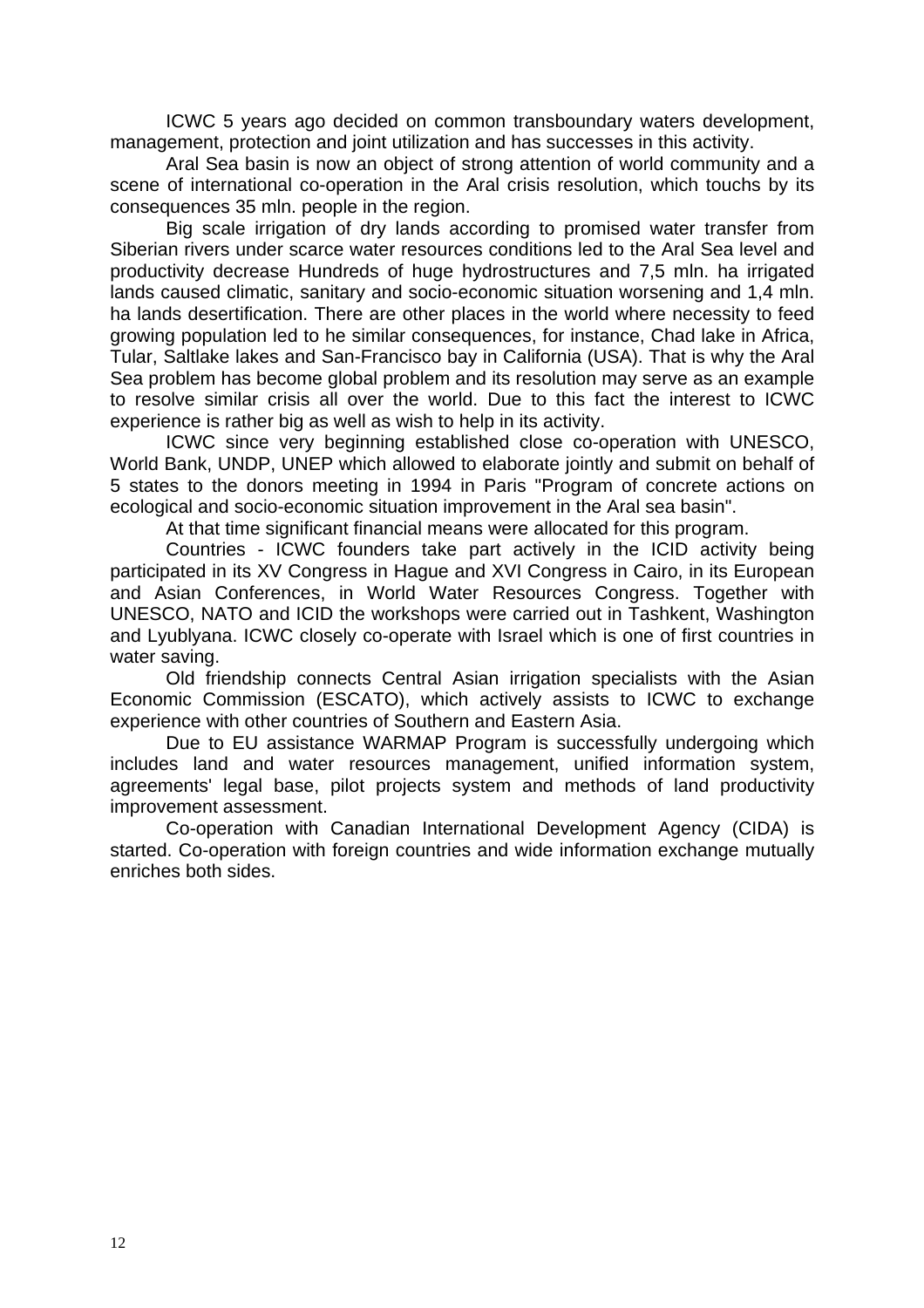ICWC 5 years ago decided on common transboundary waters development, management, protection and joint utilization and has successes in this activity.

Aral Sea basin is now an object of strong attention of world community and a scene of international co-operation in the Aral crisis resolution, which touchs by its consequences 35 mln. people in the region.

Big scale irrigation of dry lands according to promised water transfer from Siberian rivers under scarce water resources conditions led to the Aral Sea level and productivity decrease Hundreds of huge hydrostructures and 7,5 mln. ha irrigated lands caused climatic, sanitary and socio-economic situation worsening and 1,4 mln. ha lands desertification. There are other places in the world where necessity to feed growing population led to he similar consequences, for instance, Chad lake in Africa, Tular, Saltlake lakes and San-Francisco bay in California (USA). That is why the Aral Sea problem has become global problem and its resolution may serve as an example to resolve similar crisis all over the world. Due to this fact the interest to ICWC experience is rather big as well as wish to help in its activity.

ICWC since very beginning established close co-operation with UNESCO, World Bank, UNDP, UNEP which allowed to elaborate jointly and submit on behalf of 5 states to the donors meeting in 1994 in Paris "Program of concrete actions on ecological and socio-economic situation improvement in the Aral sea basin".

At that time significant financial means were allocated for this program.

Countries - ICWC founders take part actively in the ICID activity being participated in its XV Congress in Hague and XVI Congress in Cairo, in its European and Asian Conferences, in World Water Resources Congress. Together with UNESCO, NATO and ICID the workshops were carried out in Tashkent, Washington and Lyublyana. ICWC closely co-operate with Israel which is one of first countries in water saving.

Old friendship connects Central Asian irrigation specialists with the Asian Economic Commission (ESCATO), which actively assists to ICWC to exchange experience with other countries of Southern and Eastern Asia.

Due to EU assistance WARMAP Program is successfully undergoing which includes land and water resources management, unified information system, agreements' legal base, pilot projects system and methods of land productivity improvement assessment.

Co-operation with Canadian International Development Agency (CIDA) is started. Co-operation with foreign countries and wide information exchange mutually enriches both sides.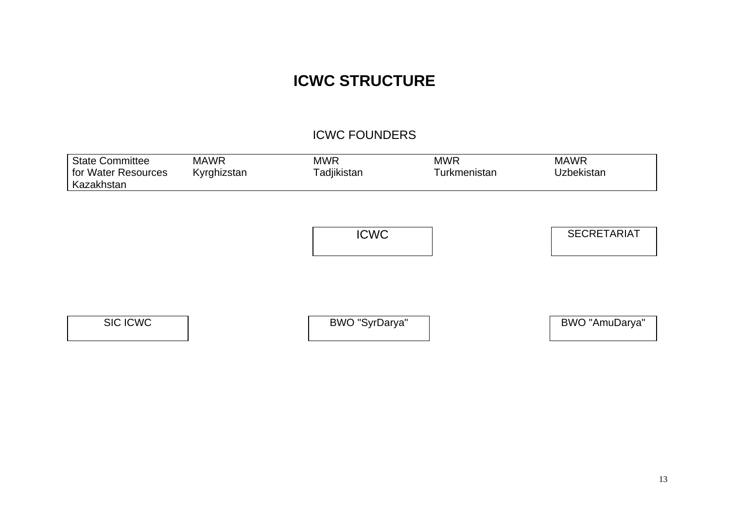# ICWC STRUCTURE

ICWC FOUNDERS

| State Committee for Water Resources Kazakhstan | MAWR Kyrghizstan | MWR Tadjikistan | MWR Turkmenistan | MAWR Uzbekistan |
|---|---|---|---|---|

ICWC

SECRETARIAT

SIC ICWC

BWO "SyrDarya"

BWO "AmuDarya"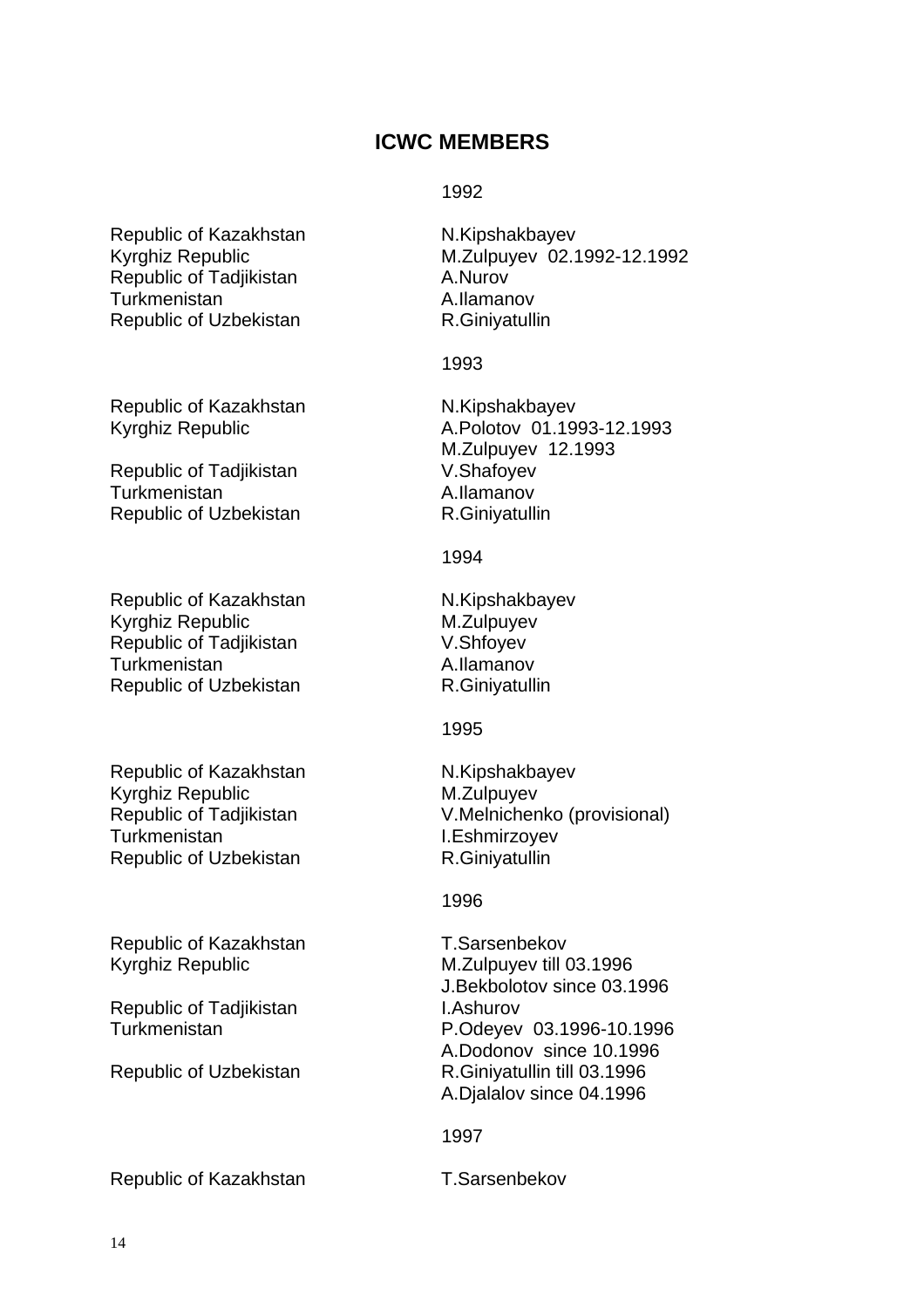## ICWC MEMBERS

1992

| | |
|---|---|
| Republic of Kazakhstan | N.Kipshakbayev |
| Kyrghiz Republic | M.Zulpuyev 02.1992-12.1992 |
| Republic of Tadjikistan | A.Nurov |
| Turkmenistan | A.Ilamanov |
| Republic of Uzbekistan | R.Giniyatullin |

1993

| | |
|---|---|
| Republic of Kazakhstan | N.Kipshakbayev |
| Kyrghiz Republic | A.Polotov 01.1993-12.1993<br>M.Zulpuyev 12.1993 |
| Republic of Tadjikistan | V.Shafoyev |
| Turkmenistan | A.Ilamanov |
| Republic of Uzbekistan | R.Giniyatullin |

1994

| | |
|---|---|
| Republic of Kazakhstan | N.Kipshakbayev |
| Kyrghiz Republic | M.Zulpuyev |
| Republic of Tadjikistan | V.Shfoyev |
| Turkmenistan | A.Ilamanov |
| Republic of Uzbekistan | R.Giniyatullin |

1995

| | |
|---|---|
| Republic of Kazakhstan | N.Kipshakbayev |
| Kyrghiz Republic | M.Zulpuyev |
| Republic of Tadjikistan | V.Melnichenko (provisional) |
| Turkmenistan | I.Eshmirzoyev |
| Republic of Uzbekistan | R.Giniyatullin |

1996

| | |
|---|---|
| Republic of Kazakhstan | T.Sarsenbekov |
| Kyrghiz Republic | M.Zulpuyev till 03.1996<br>J.Bekbolotov since 03.1996 |
| Republic of Tadjikistan | I.Ashurov |
| Turkmenistan | P.Odeyev 03.1996-10.1996<br>A.Dodonov since 10.1996 |
| Republic of Uzbekistan | R.Giniyatullin till 03.1996<br>A.Djalalov since 04.1996 |

1997

| | |
|---|---|
| Republic of Kazakhstan | T.Sarsenbekov |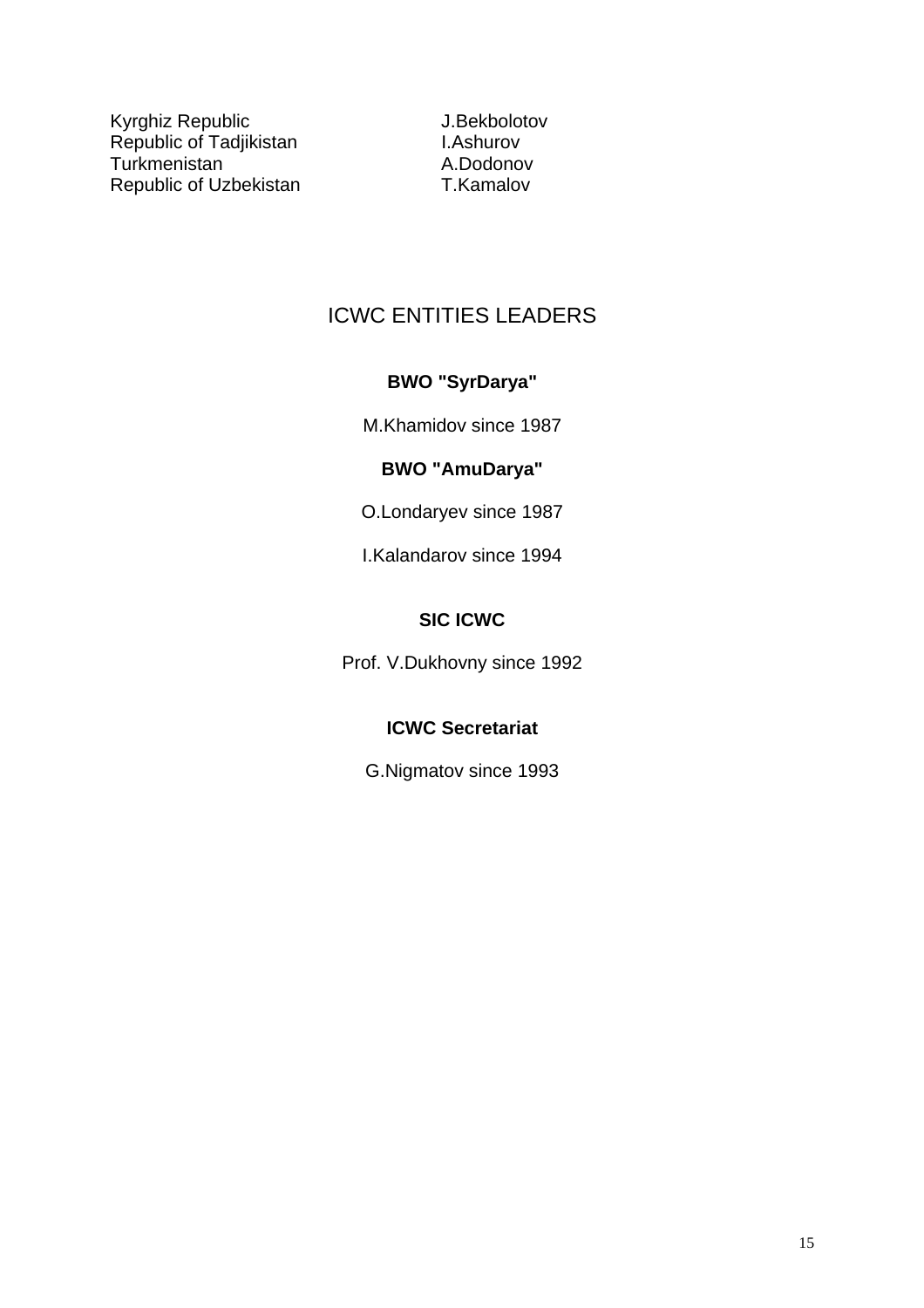| | |
|---|---|
| Kyrghiz Republic | J.Bekbolotov |
| Republic of Tadjikistan | I.Ashurov |
| Turkmenistan | A.Dodonov |
| Republic of Uzbekistan | T.Kamalov |

## ICWC ENTITIES LEADERS

**BWO "SyrDarya"**

M.Khamidov since 1987

**BWO "AmuDarya"**

O.Londaryev since 1987

I.Kalandarov since 1994

**SIC ICWC**

Prof. V.Dukhovny since 1992

**ICWC Secretariat**

G.Nigmatov since 1993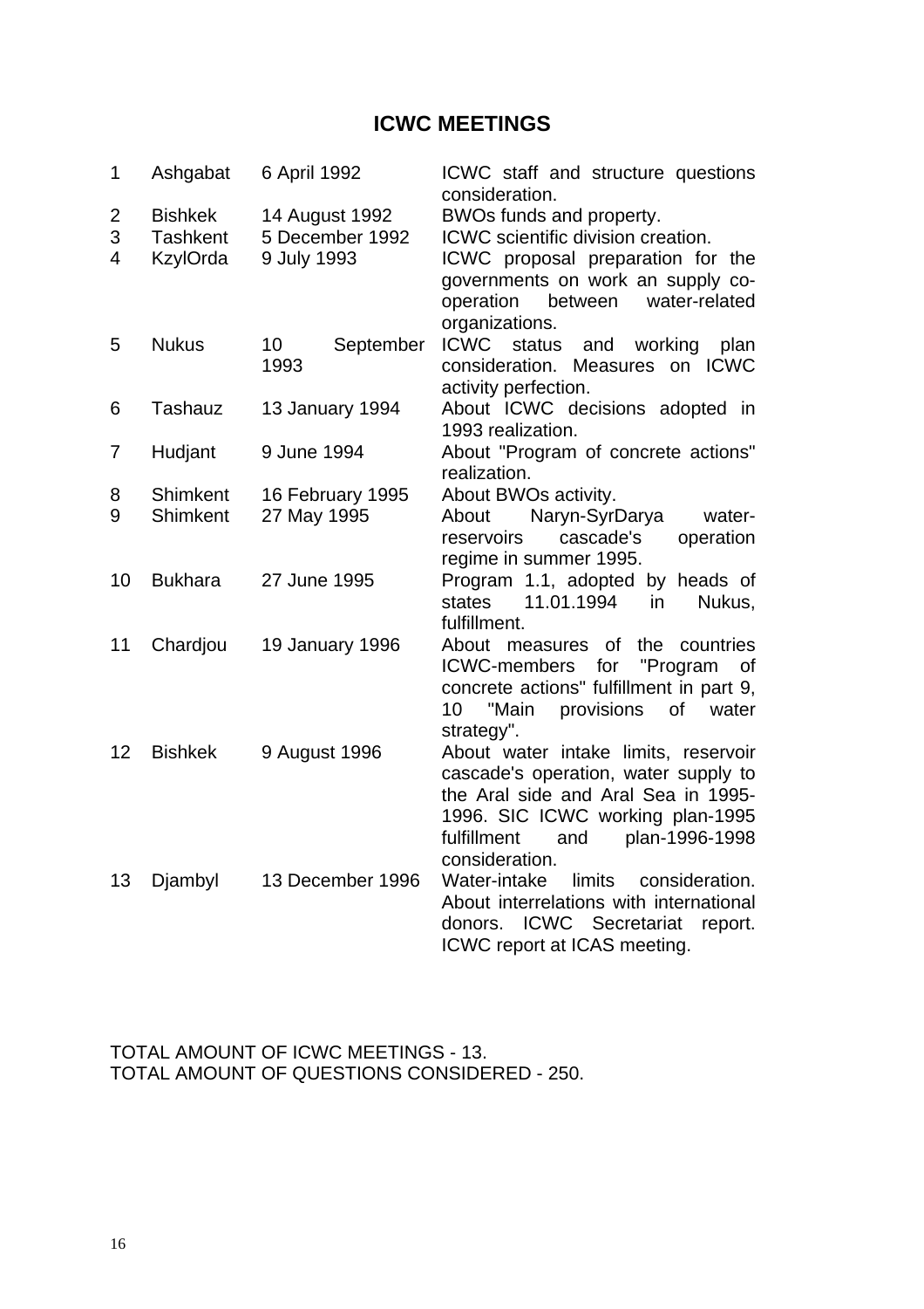# ICWC MEETINGS

| | | | |
|---|---|---|---|
| 1 | Ashgabat | 6 April 1992 | ICWC staff and structure questions consideration. |
| 2 | Bishkek | 14 August 1992 | BWOs funds and property. |
| 3 | Tashkent | 5 December 1992 | ICWC scientific division creation. |
| 4 | KzylOrda | 9 July 1993 | ICWC proposal preparation for the governments on work an supply co-operation between water-related organizations. |
| 5 | Nukus | 10 September 1993 | ICWC status and working plan consideration. Measures on ICWC activity perfection. |
| 6 | Tashauz | 13 January 1994 | About ICWC decisions adopted in 1993 realization. |
| 7 | Hudjant | 9 June 1994 | About "Program of concrete actions" realization. |
| 8 | Shimkent | 16 February 1995 | About BWOs activity. |
| 9 | Shimkent | 27 May 1995 | About Naryn-SyrDarya water-reservoirs cascade's operation regime in summer 1995. |
| 10 | Bukhara | 27 June 1995 | Program 1.1, adopted by heads of states 11.01.1994 in Nukus, fulfillment. |
| 11 | Chardjou | 19 January 1996 | About measures of the countries ICWC-members for "Program of concrete actions" fulfillment in part 9, 10 "Main provisions of water strategy". |
| 12 | Bishkek | 9 August 1996 | About water intake limits, reservoir cascade's operation, water supply to the Aral side and Aral Sea in 1995-1996. SIC ICWC working plan-1995 fulfillment and plan-1996-1998 consideration. |
| 13 | Djambyl | 13 December 1996 | Water-intake limits consideration. About interrelations with international donors. ICWC Secretariat report. ICWC report at ICAS meeting. |

TOTAL AMOUNT OF ICWC MEETINGS - 13.
TOTAL AMOUNT OF QUESTIONS CONSIDERED - 250.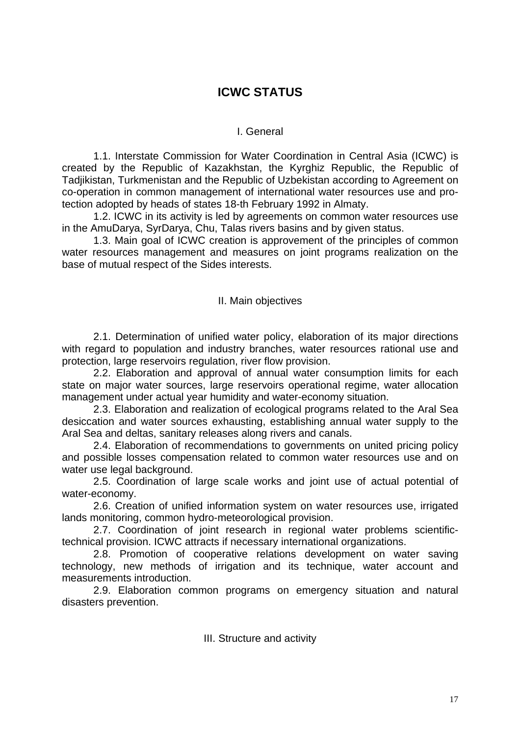# ICWC STATUS

## I. General

1.1. Interstate Commission for Water Coordination in Central Asia (ICWC) is created by the Republic of Kazakhstan, the Kyrghiz Republic, the Republic of Tadjikistan, Turkmenistan and the Republic of Uzbekistan according to Agreement on co-operation in common management of international water resources use and protection adopted by heads of states 18-th February 1992 in Almaty.

1.2. ICWC in its activity is led by agreements on common water resources use in the AmuDarya, SyrDarya, Chu, Talas rivers basins and by given status.

1.3. Main goal of ICWC creation is approvement of the principles of common water resources management and measures on joint programs realization on the base of mutual respect of the Sides interests.

## II. Main objectives

2.1. Determination of unified water policy, elaboration of its major directions with regard to population and industry branches, water resources rational use and protection, large reservoirs regulation, river flow provision.

2.2. Elaboration and approval of annual water consumption limits for each state on major water sources, large reservoirs operational regime, water allocation management under actual year humidity and water-economy situation.

2.3. Elaboration and realization of ecological programs related to the Aral Sea desiccation and water sources exhausting, establishing annual water supply to the Aral Sea and deltas, sanitary releases along rivers and canals.

2.4. Elaboration of recommendations to governments on united pricing policy and possible losses compensation related to common water resources use and on water use legal background.

2.5. Coordination of large scale works and joint use of actual potential of water-economy.

2.6. Creation of unified information system on water resources use, irrigated lands monitoring, common hydro-meteorological provision.

2.7. Coordination of joint research in regional water problems scientific-technical provision. ICWC attracts if necessary international organizations.

2.8. Promotion of cooperative relations development on water saving technology, new methods of irrigation and its technique, water account and measurements introduction.

2.9. Elaboration common programs on emergency situation and natural disasters prevention.

## III. Structure and activity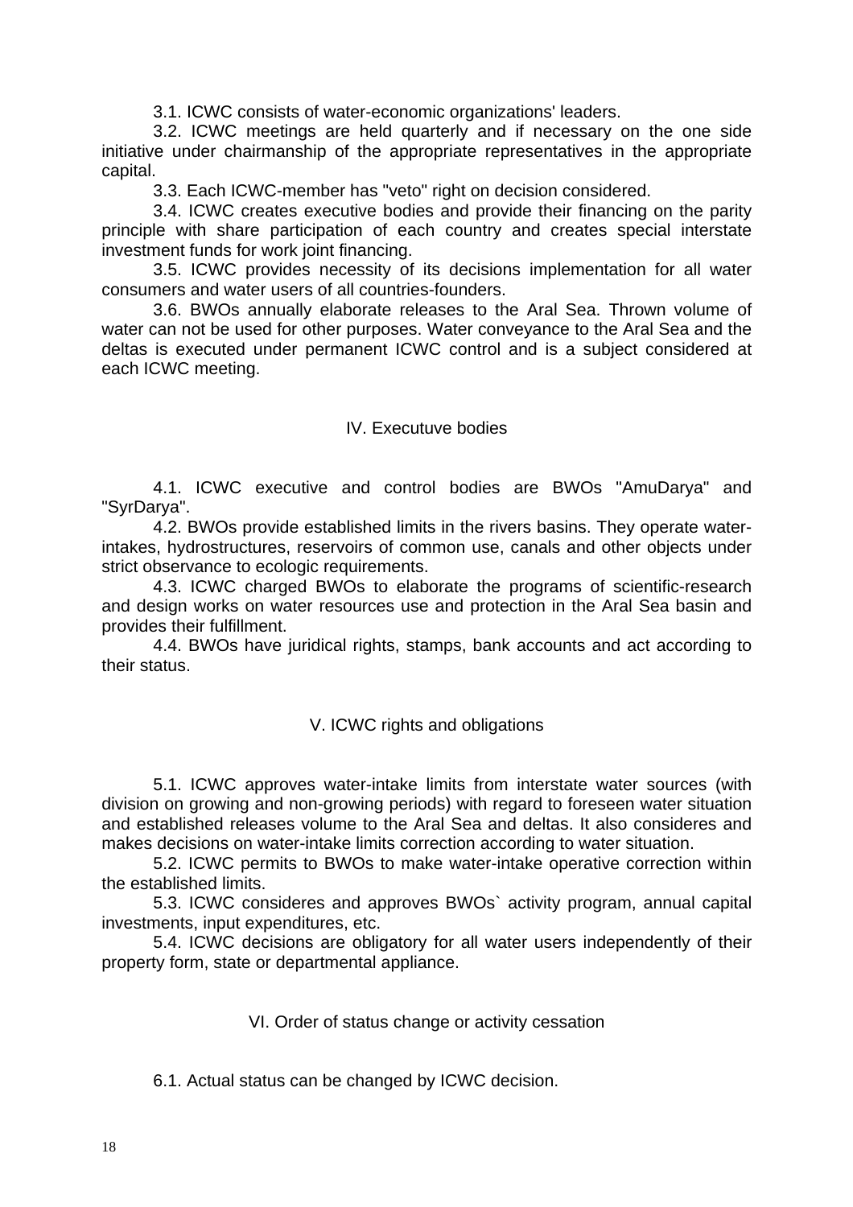3.1. ICWC consists of water-economic organizations' leaders.

3.2. ICWC meetings are held quarterly and if necessary on the one side initiative under chairmanship of the appropriate representatives in the appropriate capital.

3.3. Each ICWC-member has "veto" right on decision considered.

3.4. ICWC creates executive bodies and provide their financing on the parity principle with share participation of each country and creates special interstate investment funds for work joint financing.

3.5. ICWC provides necessity of its decisions implementation for all water consumers and water users of all countries-founders.

3.6. BWOs annually elaborate releases to the Aral Sea. Thrown volume of water can not be used for other purposes. Water conveyance to the Aral Sea and the deltas is executed under permanent ICWC control and is a subject considered at each ICWC meeting.

## IV. Executuve bodies

4.1. ICWC executive and control bodies are BWOs "AmuDarya" and "SyrDarya".

4.2. BWOs provide established limits in the rivers basins. They operate water-intakes, hydrostructures, reservoirs of common use, canals and other objects under strict observance to ecologic requirements.

4.3. ICWC charged BWOs to elaborate the programs of scientific-research and design works on water resources use and protection in the Aral Sea basin and provides their fulfillment.

4.4. BWOs have juridical rights, stamps, bank accounts and act according to their status.

## V. ICWC rights and obligations

5.1. ICWC approves water-intake limits from interstate water sources (with division on growing and non-growing periods) with regard to foreseen water situation and established releases volume to the Aral Sea and deltas. It also consideres and makes decisions on water-intake limits correction according to water situation.

5.2. ICWC permits to BWOs to make water-intake operative correction within the established limits.

5.3. ICWC consideres and approves BWOs` activity program, annual capital investments, input expenditures, etc.

5.4. ICWC decisions are obligatory for all water users independently of their property form, state or departmental appliance.

## VI. Order of status change or activity cessation

6.1. Actual status can be changed by ICWC decision.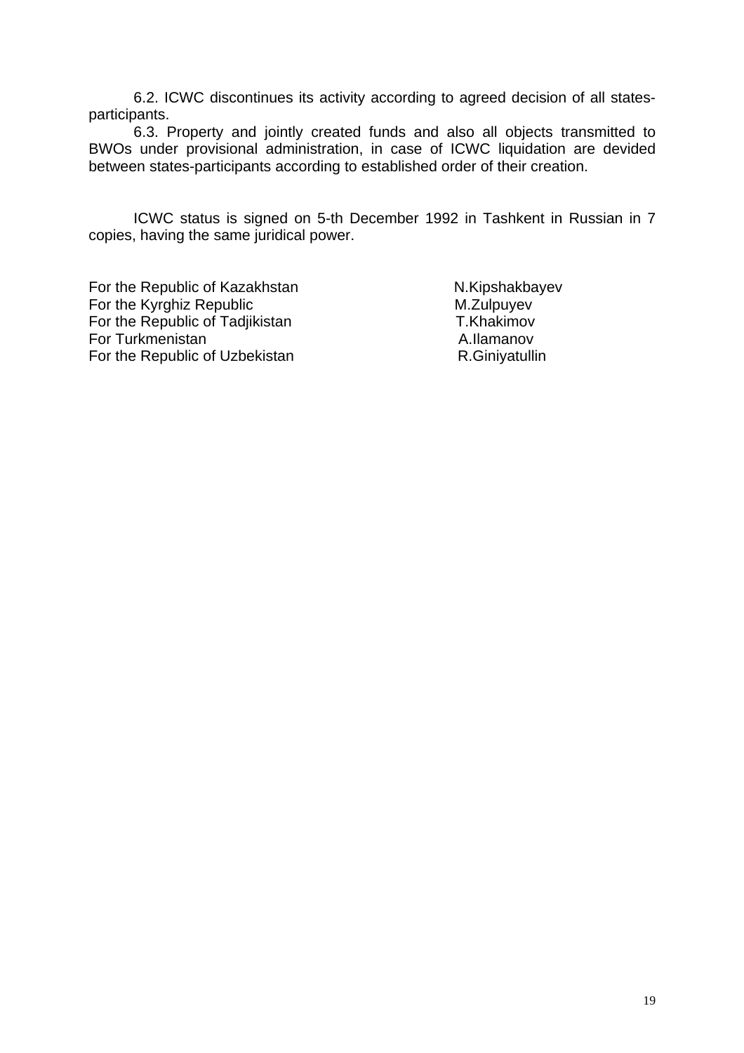6.2. ICWC discontinues its activity according to agreed decision of all states-participants.

6.3. Property and jointly created funds and also all objects transmitted to BWOs under provisional administration, in case of ICWC liquidation are devided between states-participants according to established order of their creation.

ICWC status is signed on 5-th December 1992 in Tashkent in Russian in 7 copies, having the same juridical power.

| | |
|---|---|
| For the Republic of Kazakhstan | N.Kipshakbayev |
| For the Kyrghiz Republic | M.Zulpuyev |
| For the Republic of Tadjikistan | T.Khakimov |
| For Turkmenistan | A.Ilamanov |
| For the Republic of Uzbekistan | R.Giniyatullin |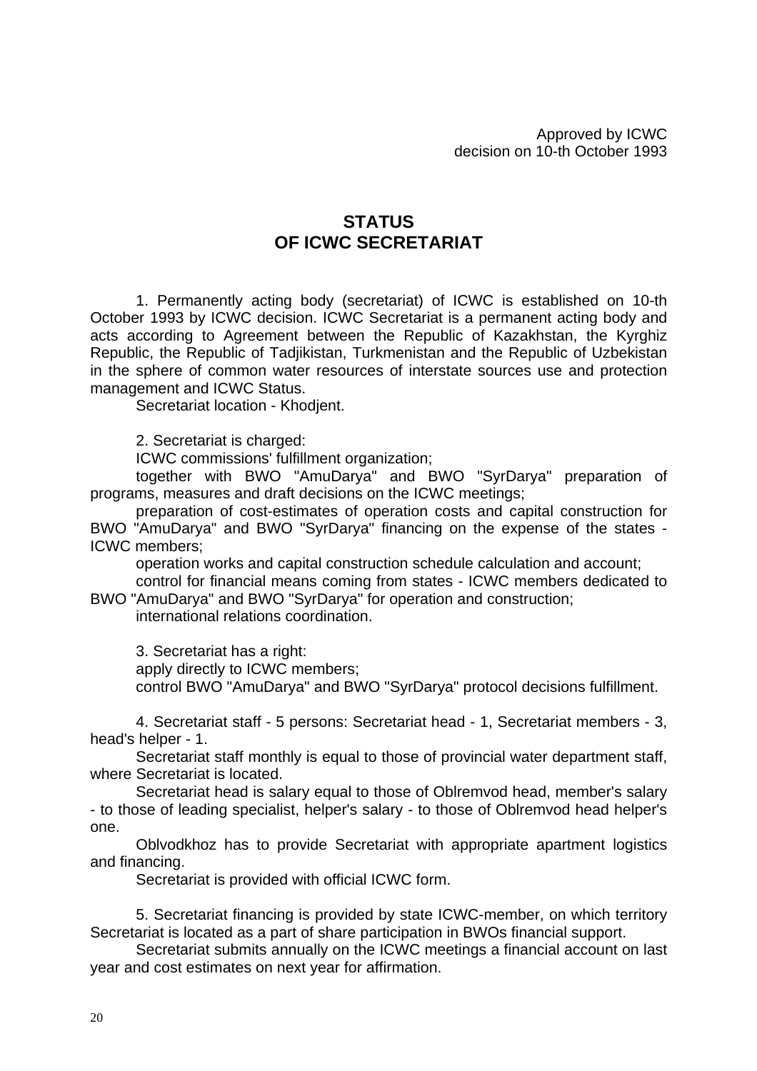Approved by ICWC
decision on 10-th October 1993

# STATUS
# OF ICWC SECRETARIAT

1. Permanently acting body (secretariat) of ICWC is established on 10-th October 1993 by ICWC decision. ICWC Secretariat is a permanent acting body and acts according to Agreement between the Republic of Kazakhstan, the Kyrghiz Republic, the Republic of Tadjikistan, Turkmenistan and the Republic of Uzbekistan in the sphere of common water resources of interstate sources use and protection management and ICWC Status.

Secretariat location - Khodjent.

2. Secretariat is charged:

ICWC commissions' fulfillment organization;

together with BWO "AmuDarya" and BWO "SyrDarya" preparation of programs, measures and draft decisions on the ICWC meetings;

preparation of cost-estimates of operation costs and capital construction for BWO "AmuDarya" and BWO "SyrDarya" financing on the expense of the states - ICWC members;

operation works and capital construction schedule calculation and account;

control for financial means coming from states - ICWC members dedicated to BWO "AmuDarya" and BWO "SyrDarya" for operation and construction;

international relations coordination.

3. Secretariat has a right:

apply directly to ICWC members;

control BWO "AmuDarya" and BWO "SyrDarya" protocol decisions fulfillment.

4. Secretariat staff - 5 persons: Secretariat head - 1, Secretariat members - 3, head's helper - 1.

Secretariat staff monthly is equal to those of provincial water department staff, where Secretariat is located.

Secretariat head is salary equal to those of Oblremvod head, member's salary - to those of leading specialist, helper's salary - to those of Oblremvod head helper's one.

Oblvodkhoz has to provide Secretariat with appropriate apartment logistics and financing.

Secretariat is provided with official ICWC form.

5. Secretariat financing is provided by state ICWC-member, on which territory Secretariat is located as a part of share participation in BWOs financial support.

Secretariat submits annually on the ICWC meetings a financial account on last year and cost estimates on next year for affirmation.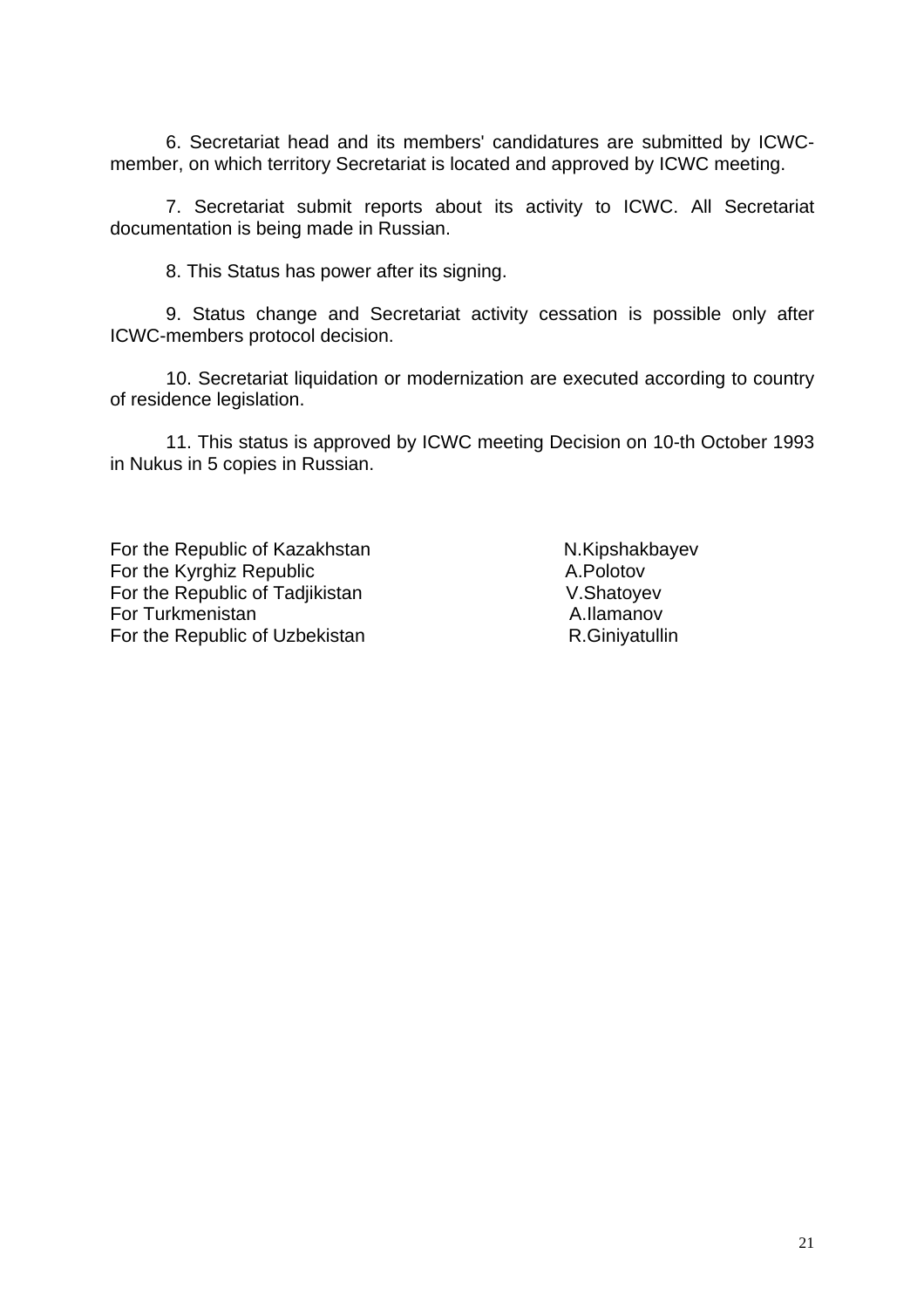6. Secretariat head and its members' candidatures are submitted by ICWC-member, on which territory Secretariat is located and approved by ICWC meeting.

7. Secretariat submit reports about its activity to ICWC. All Secretariat documentation is being made in Russian.

8. This Status has power after its signing.

9. Status change and Secretariat activity cessation is possible only after ICWC-members protocol decision.

10. Secretariat liquidation or modernization are executed according to country of residence legislation.

11. This status is approved by ICWC meeting Decision on 10-th October 1993 in Nukus in 5 copies in Russian.

| | |
|---|---|
| For the Republic of Kazakhstan | N.Kipshakbayev |
| For the Kyrghiz Republic | A.Polotov |
| For the Republic of Tadjikistan | V.Shatoyev |
| For Turkmenistan | A.Ilamanov |
| For the Republic of Uzbekistan | R.Giniyatullin |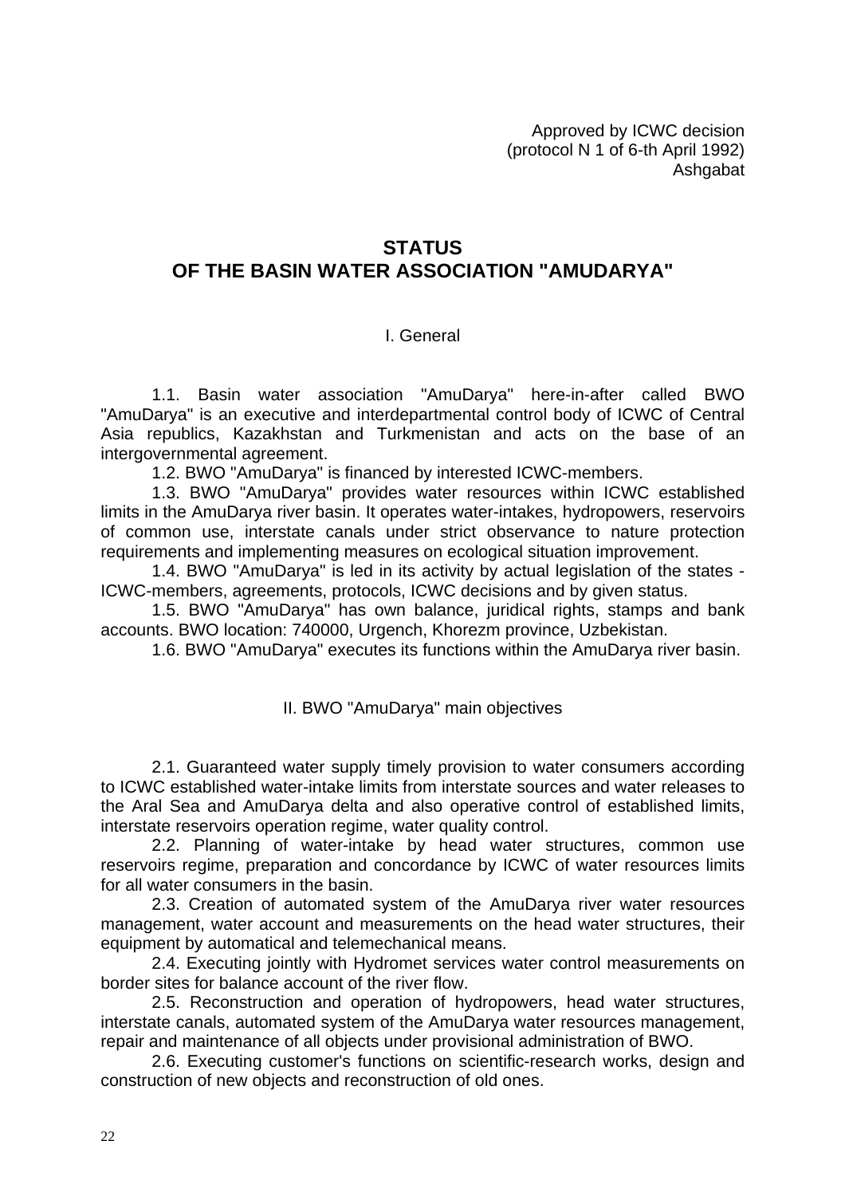Approved by ICWC decision
(protocol N 1 of 6-th April 1992)
Ashgabat

# STATUS
# OF THE BASIN WATER ASSOCIATION "AMUDARYA"

## I. General

1.1. Basin water association "AmuDarya" here-in-after called BWO "AmuDarya" is an executive and interdepartmental control body of ICWC of Central Asia republics, Kazakhstan and Turkmenistan and acts on the base of an intergovernmental agreement.

1.2. BWO "AmuDarya" is financed by interested ICWC-members.

1.3. BWO "AmuDarya" provides water resources within ICWC established limits in the AmuDarya river basin. It operates water-intakes, hydropowers, reservoirs of common use, interstate canals under strict observance to nature protection requirements and implementing measures on ecological situation improvement.

1.4. BWO "AmuDarya" is led in its activity by actual legislation of the states - ICWC-members, agreements, protocols, ICWC decisions and by given status.

1.5. BWO "AmuDarya" has own balance, juridical rights, stamps and bank accounts. BWO location: 740000, Urgench, Khorezm province, Uzbekistan.

1.6. BWO "AmuDarya" executes its functions within the AmuDarya river basin.

## II. BWO "AmuDarya" main objectives

2.1. Guaranteed water supply timely provision to water consumers according to ICWC established water-intake limits from interstate sources and water releases to the Aral Sea and AmuDarya delta and also operative control of established limits, interstate reservoirs operation regime, water quality control.

2.2. Planning of water-intake by head water structures, common use reservoirs regime, preparation and concordance by ICWC of water resources limits for all water consumers in the basin.

2.3. Creation of automated system of the AmuDarya river water resources management, water account and measurements on the head water structures, their equipment by automatical and telemechanical means.

2.4. Executing jointly with Hydromet services water control measurements on border sites for balance account of the river flow.

2.5. Reconstruction and operation of hydropowers, head water structures, interstate canals, automated system of the AmuDarya water resources management, repair and maintenance of all objects under provisional administration of BWO.

2.6. Executing customer's functions on scientific-research works, design and construction of new objects and reconstruction of old ones.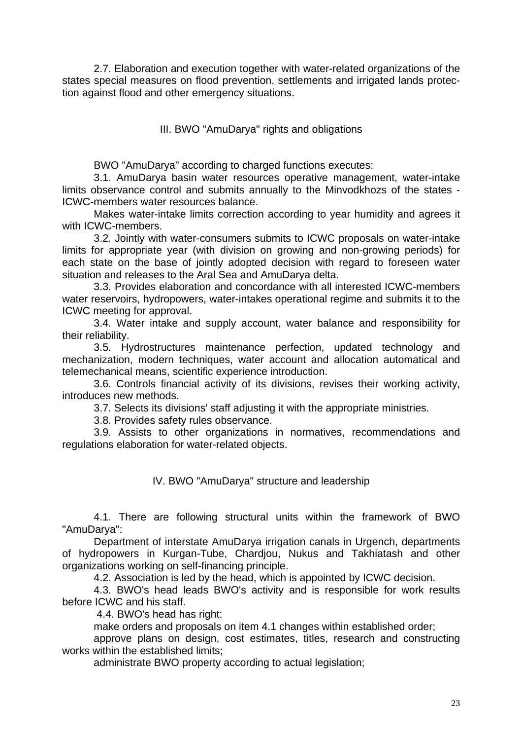2.7. Elaboration and execution together with water-related organizations of the states special measures on flood prevention, settlements and irrigated lands protection against flood and other emergency situations.

## III. BWO "AmuDarya" rights and obligations

BWO "AmuDarya" according to charged functions executes:

3.1. AmuDarya basin water resources operative management, water-intake limits observance control and submits annually to the Minvodkhozs of the states - ICWC-members water resources balance.

Makes water-intake limits correction according to year humidity and agrees it with ICWC-members.

3.2. Jointly with water-consumers submits to ICWC proposals on water-intake limits for appropriate year (with division on growing and non-growing periods) for each state on the base of jointly adopted decision with regard to foreseen water situation and releases to the Aral Sea and AmuDarya delta.

3.3. Provides elaboration and concordance with all interested ICWC-members water reservoirs, hydropowers, water-intakes operational regime and submits it to the ICWC meeting for approval.

3.4. Water intake and supply account, water balance and responsibility for their reliability.

3.5. Hydrostructures maintenance perfection, updated technology and mechanization, modern techniques, water account and allocation automatical and telemechanical means, scientific experience introduction.

3.6. Controls financial activity of its divisions, revises their working activity, introduces new methods.

3.7. Selects its divisions' staff adjusting it with the appropriate ministries.

3.8. Provides safety rules observance.

3.9. Assists to other organizations in normatives, recommendations and regulations elaboration for water-related objects.

## IV. BWO "AmuDarya" structure and leadership

4.1. There are following structural units within the framework of BWO "AmuDarya":

Department of interstate AmuDarya irrigation canals in Urgench, departments of hydropowers in Kurgan-Tube, Chardjou, Nukus and Takhiatash and other organizations working on self-financing principle.

4.2. Association is led by the head, which is appointed by ICWC decision.

4.3. BWO's head leads BWO's activity and is responsible for work results before ICWC and his staff.

4.4. BWO's head has right:

make orders and proposals on item 4.1 changes within established order;

approve plans on design, cost estimates, titles, research and constructing works within the established limits;

administrate BWO property according to actual legislation;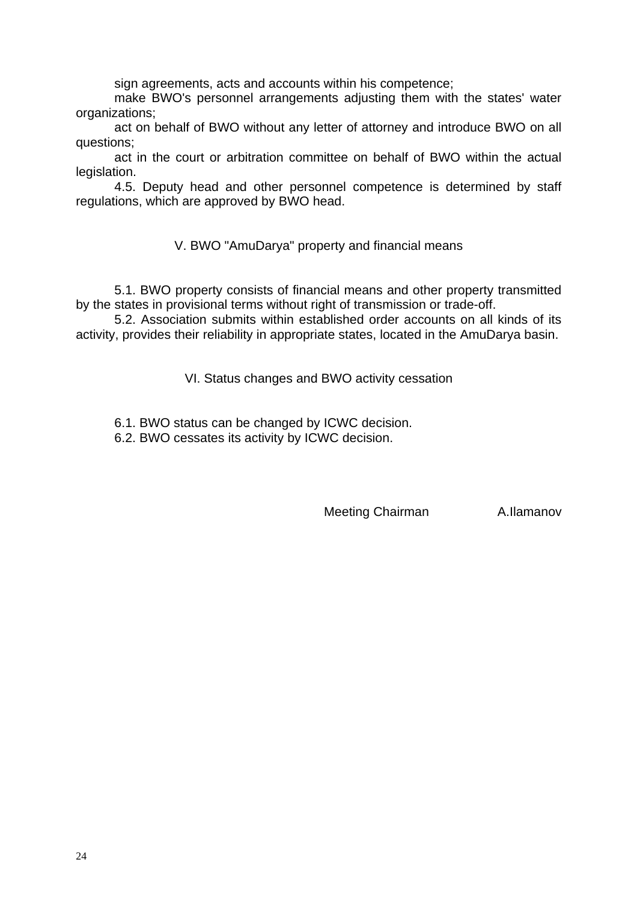sign agreements, acts and accounts within his competence;

make BWO's personnel arrangements adjusting them with the states' water organizations;

act on behalf of BWO without any letter of attorney and introduce BWO on all questions;

act in the court or arbitration committee on behalf of BWO within the actual legislation.

4.5. Deputy head and other personnel competence is determined by staff regulations, which are approved by BWO head.

## V. BWO "AmuDarya" property and financial means

5.1. BWO property consists of financial means and other property transmitted by the states in provisional terms without right of transmission or trade-off.

5.2. Association submits within established order accounts on all kinds of its activity, provides their reliability in appropriate states, located in the AmuDarya basin.

## VI. Status changes and BWO activity cessation

6.1. BWO status can be changed by ICWC decision.

6.2. BWO cessates its activity by ICWC decision.

Meeting Chairman A.Ilamanov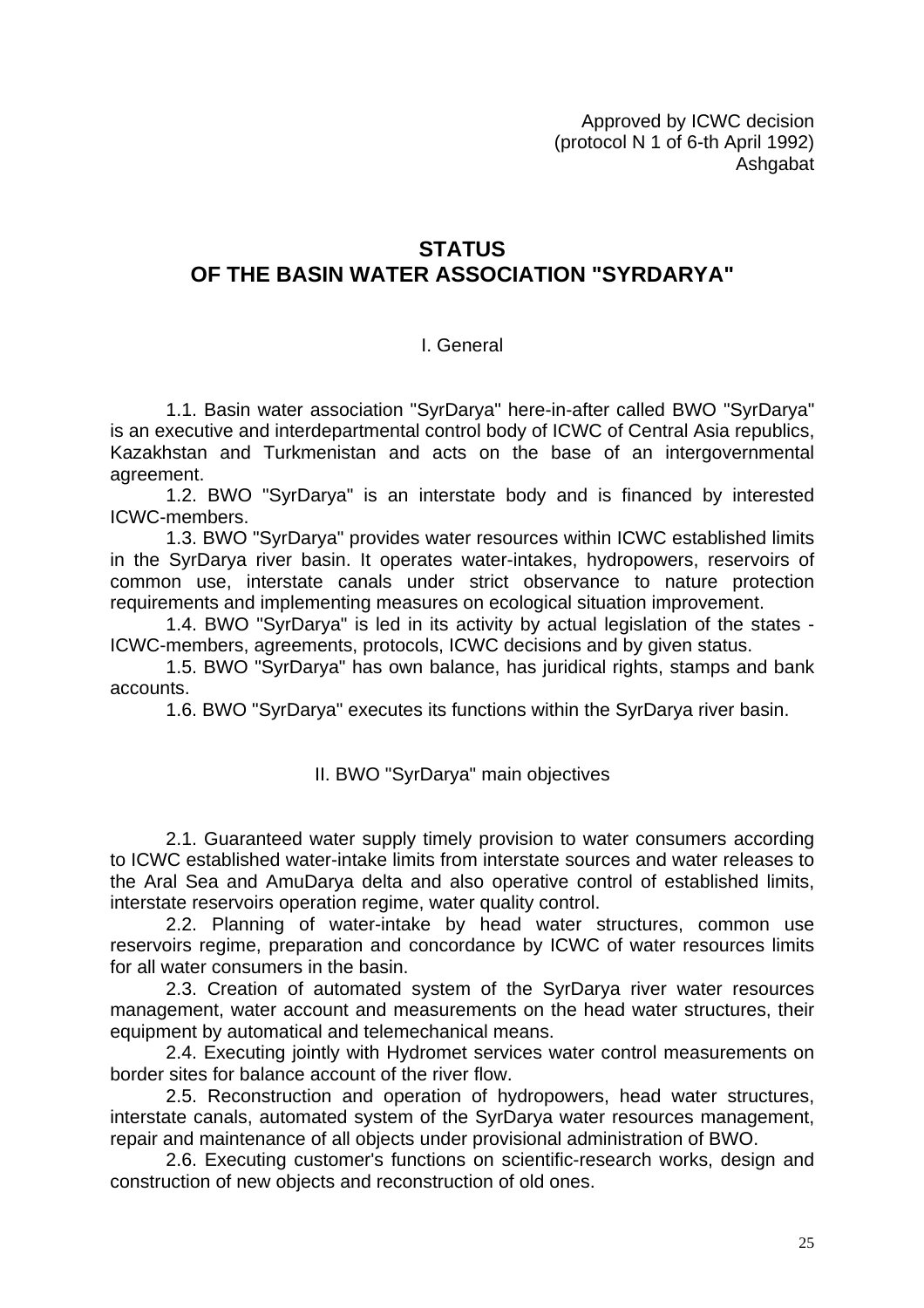Approved by ICWC decision
(protocol N 1 of 6-th April 1992)
Ashgabat

# STATUS
# OF THE BASIN WATER ASSOCIATION "SYRDARYA"

## I. General

1.1. Basin water association "SyrDarya" here-in-after called BWO "SyrDarya" is an executive and interdepartmental control body of ICWC of Central Asia republics, Kazakhstan and Turkmenistan and acts on the base of an intergovernmental agreement.

1.2. BWO "SyrDarya" is an interstate body and is financed by interested ICWC-members.

1.3. BWO "SyrDarya" provides water resources within ICWC established limits in the SyrDarya river basin. It operates water-intakes, hydropowers, reservoirs of common use, interstate canals under strict observance to nature protection requirements and implementing measures on ecological situation improvement.

1.4. BWO "SyrDarya" is led in its activity by actual legislation of the states - ICWC-members, agreements, protocols, ICWC decisions and by given status.

1.5. BWO "SyrDarya" has own balance, has juridical rights, stamps and bank accounts.

1.6. BWO "SyrDarya" executes its functions within the SyrDarya river basin.

## II. BWO "SyrDarya" main objectives

2.1. Guaranteed water supply timely provision to water consumers according to ICWC established water-intake limits from interstate sources and water releases to the Aral Sea and AmuDarya delta and also operative control of established limits, interstate reservoirs operation regime, water quality control.

2.2. Planning of water-intake by head water structures, common use reservoirs regime, preparation and concordance by ICWC of water resources limits for all water consumers in the basin.

2.3. Creation of automated system of the SyrDarya river water resources management, water account and measurements on the head water structures, their equipment by automatical and telemechanical means.

2.4. Executing jointly with Hydromet services water control measurements on border sites for balance account of the river flow.

2.5. Reconstruction and operation of hydropowers, head water structures, interstate canals, automated system of the SyrDarya water resources management, repair and maintenance of all objects under provisional administration of BWO.

2.6. Executing customer's functions on scientific-research works, design and construction of new objects and reconstruction of old ones.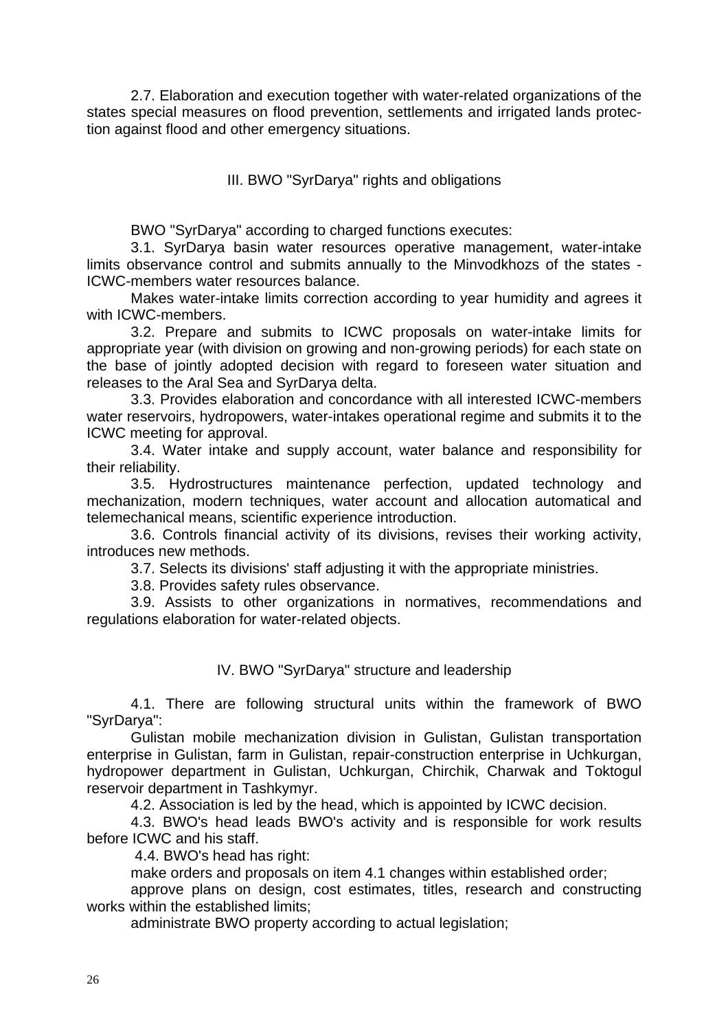2.7. Elaboration and execution together with water-related organizations of the states special measures on flood prevention, settlements and irrigated lands protection against flood and other emergency situations.

## III. BWO "SyrDarya" rights and obligations

BWO "SyrDarya" according to charged functions executes:

3.1. SyrDarya basin water resources operative management, water-intake limits observance control and submits annually to the Minvodkhozs of the states - ICWC-members water resources balance.

Makes water-intake limits correction according to year humidity and agrees it with ICWC-members.

3.2. Prepare and submits to ICWC proposals on water-intake limits for appropriate year (with division on growing and non-growing periods) for each state on the base of jointly adopted decision with regard to foreseen water situation and releases to the Aral Sea and SyrDarya delta.

3.3. Provides elaboration and concordance with all interested ICWC-members water reservoirs, hydropowers, water-intakes operational regime and submits it to the ICWC meeting for approval.

3.4. Water intake and supply account, water balance and responsibility for their reliability.

3.5. Hydrostructures maintenance perfection, updated technology and mechanization, modern techniques, water account and allocation automatical and telemechanical means, scientific experience introduction.

3.6. Controls financial activity of its divisions, revises their working activity, introduces new methods.

3.7. Selects its divisions' staff adjusting it with the appropriate ministries.

3.8. Provides safety rules observance.

3.9. Assists to other organizations in normatives, recommendations and regulations elaboration for water-related objects.

## IV. BWO "SyrDarya" structure and leadership

4.1. There are following structural units within the framework of BWO "SyrDarya":

Gulistan mobile mechanization division in Gulistan, Gulistan transportation enterprise in Gulistan, farm in Gulistan, repair-construction enterprise in Uchkurgan, hydropower department in Gulistan, Uchkurgan, Chirchik, Charwak and Toktogul reservoir department in Tashkymyr.

4.2. Association is led by the head, which is appointed by ICWC decision.

4.3. BWO's head leads BWO's activity and is responsible for work results before ICWC and his staff.

4.4. BWO's head has right:

make orders and proposals on item 4.1 changes within established order;

approve plans on design, cost estimates, titles, research and constructing works within the established limits;

administrate BWO property according to actual legislation;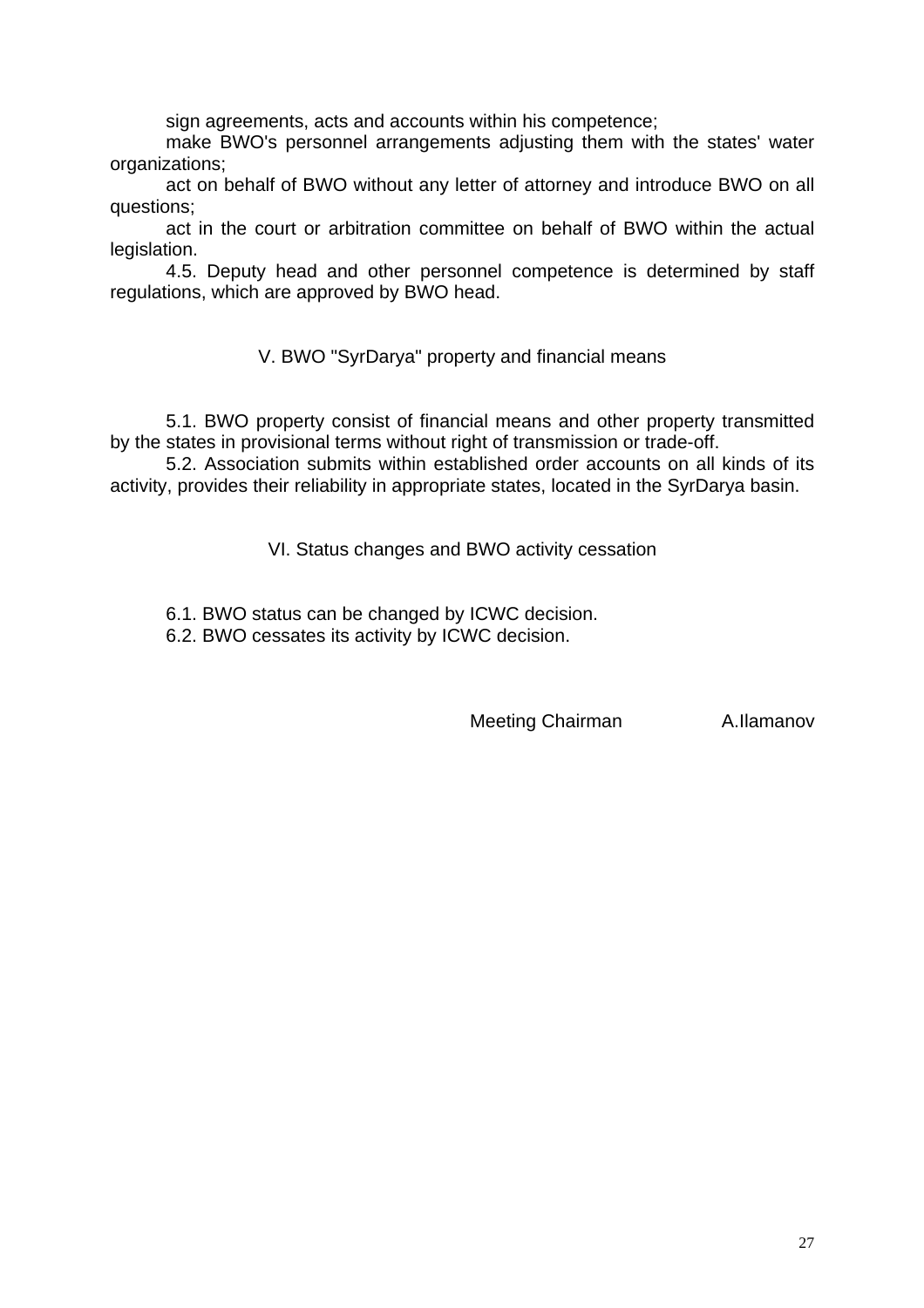sign agreements, acts and accounts within his competence;

make BWO's personnel arrangements adjusting them with the states' water organizations;

act on behalf of BWO without any letter of attorney and introduce BWO on all questions;

act in the court or arbitration committee on behalf of BWO within the actual legislation.

4.5. Deputy head and other personnel competence is determined by staff regulations, which are approved by BWO head.

## V. BWO "SyrDarya" property and financial means

5.1. BWO property consist of financial means and other property transmitted by the states in provisional terms without right of transmission or trade-off.

5.2. Association submits within established order accounts on all kinds of its activity, provides their reliability in appropriate states, located in the SyrDarya basin.

## VI. Status changes and BWO activity cessation

6.1. BWO status can be changed by ICWC decision.

6.2. BWO cessates its activity by ICWC decision.

Meeting Chairman A.Ilamanov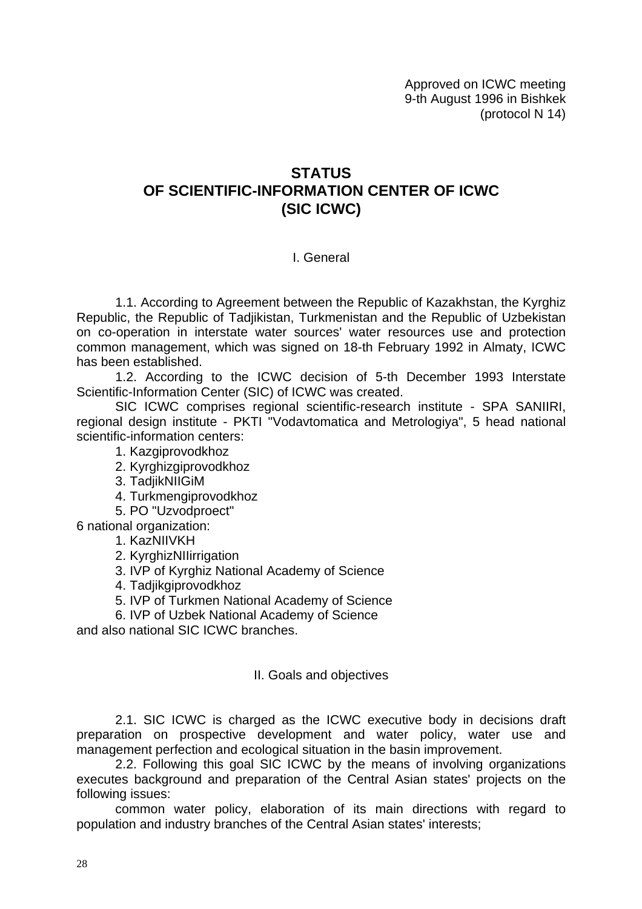Approved on ICWC meeting
9-th August 1996 in Bishkek
(protocol N 14)

# STATUS
# OF SCIENTIFIC-INFORMATION CENTER OF ICWC
# (SIC ICWC)

## I. General

1.1. According to Agreement between the Republic of Kazakhstan, the Kyrghiz Republic, the Republic of Tadjikistan, Turkmenistan and the Republic of Uzbekistan on co-operation in interstate water sources' water resources use and protection common management, which was signed on 18-th February 1992 in Almaty, ICWC has been established.

1.2. According to the ICWC decision of 5-th December 1993 Interstate Scientific-Information Center (SIC) of ICWC was created.

SIC ICWC comprises regional scientific-research institute - SPA SANIIRI, regional design institute - PKTI "Vodavtomatica and Metrologiya", 5 head national scientific-information centers:

1. Kazgiprovodkhoz
2. Kyrghizgiprovodkhoz
3. TadjikNIIGiM
4. Turkmengiprovodkhoz
5. PO "Uzvodproect"

6 national organization:

1. KazNIIVKH
2. KyrghizNIIirrigation
3. IVP of Kyrghiz National Academy of Science
4. Tadjikgiprovodkhoz
5. IVP of Turkmen National Academy of Science
6. IVP of Uzbek National Academy of Science

and also national SIC ICWC branches.

## II. Goals and objectives

2.1. SIC ICWC is charged as the ICWC executive body in decisions draft preparation on prospective development and water policy, water use and management perfection and ecological situation in the basin improvement.

2.2. Following this goal SIC ICWC by the means of involving organizations executes background and preparation of the Central Asian states' projects on the following issues:

common water policy, elaboration of its main directions with regard to population and industry branches of the Central Asian states' interests;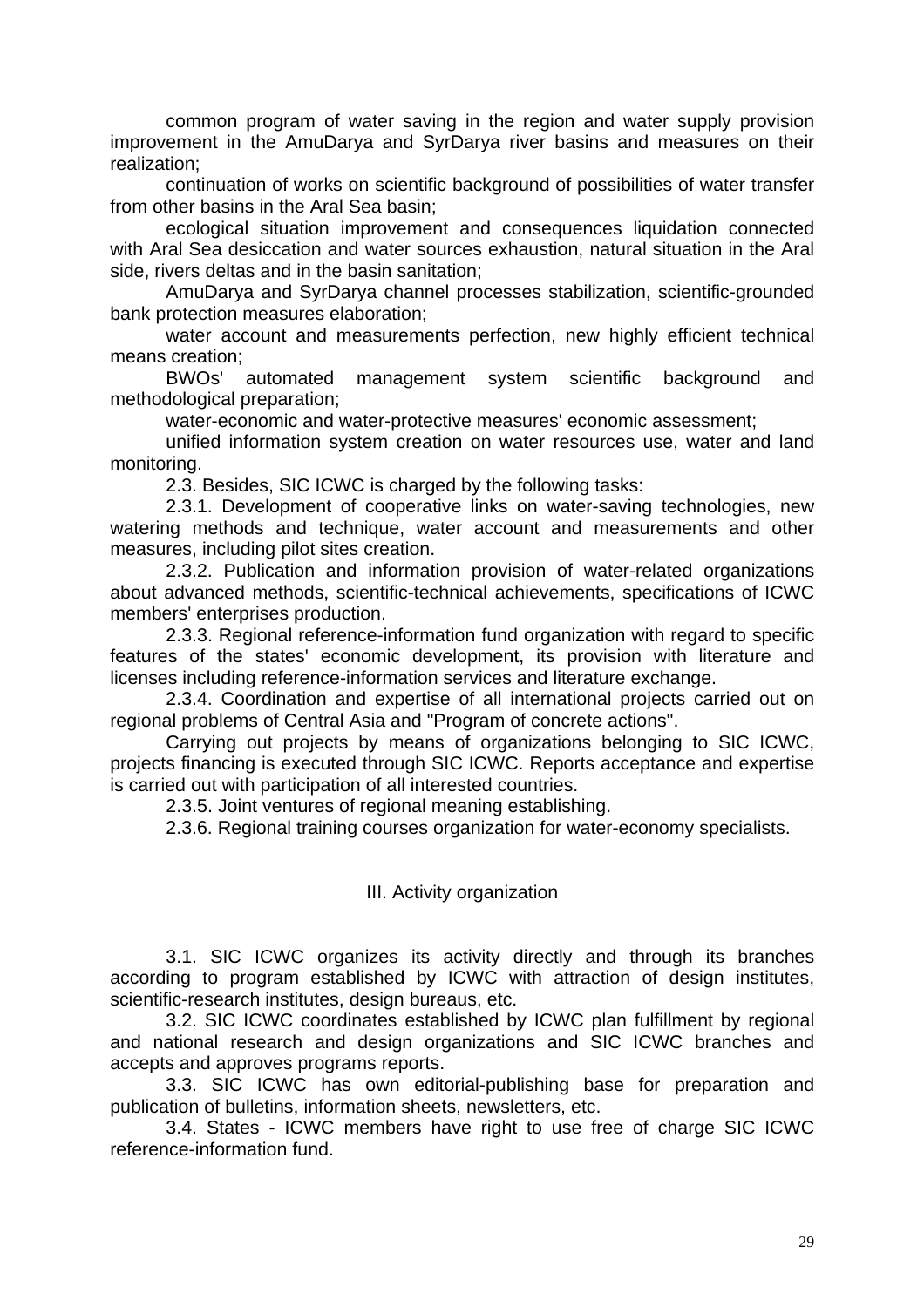common program of water saving in the region and water supply provision improvement in the AmuDarya and SyrDarya river basins and measures on their realization;

continuation of works on scientific background of possibilities of water transfer from other basins in the Aral Sea basin;

ecological situation improvement and consequences liquidation connected with Aral Sea desiccation and water sources exhaustion, natural situation in the Aral side, rivers deltas and in the basin sanitation;

AmuDarya and SyrDarya channel processes stabilization, scientific-grounded bank protection measures elaboration;

water account and measurements perfection, new highly efficient technical means creation;

BWOs' automated management system scientific background and methodological preparation;

water-economic and water-protective measures' economic assessment;

unified information system creation on water resources use, water and land monitoring.

2.3. Besides, SIC ICWC is charged by the following tasks:

2.3.1. Development of cooperative links on water-saving technologies, new watering methods and technique, water account and measurements and other measures, including pilot sites creation.

2.3.2. Publication and information provision of water-related organizations about advanced methods, scientific-technical achievements, specifications of ICWC members' enterprises production.

2.3.3. Regional reference-information fund organization with regard to specific features of the states' economic development, its provision with literature and licenses including reference-information services and literature exchange.

2.3.4. Coordination and expertise of all international projects carried out on regional problems of Central Asia and "Program of concrete actions".

Carrying out projects by means of organizations belonging to SIC ICWC, projects financing is executed through SIC ICWC. Reports acceptance and expertise is carried out with participation of all interested countries.

2.3.5. Joint ventures of regional meaning establishing.

2.3.6. Regional training courses organization for water-economy specialists.

## III. Activity organization

3.1. SIC ICWC organizes its activity directly and through its branches according to program established by ICWC with attraction of design institutes, scientific-research institutes, design bureaus, etc.

3.2. SIC ICWC coordinates established by ICWC plan fulfillment by regional and national research and design organizations and SIC ICWC branches and accepts and approves programs reports.

3.3. SIC ICWC has own editorial-publishing base for preparation and publication of bulletins, information sheets, newsletters, etc.

3.4. States - ICWC members have right to use free of charge SIC ICWC reference-information fund.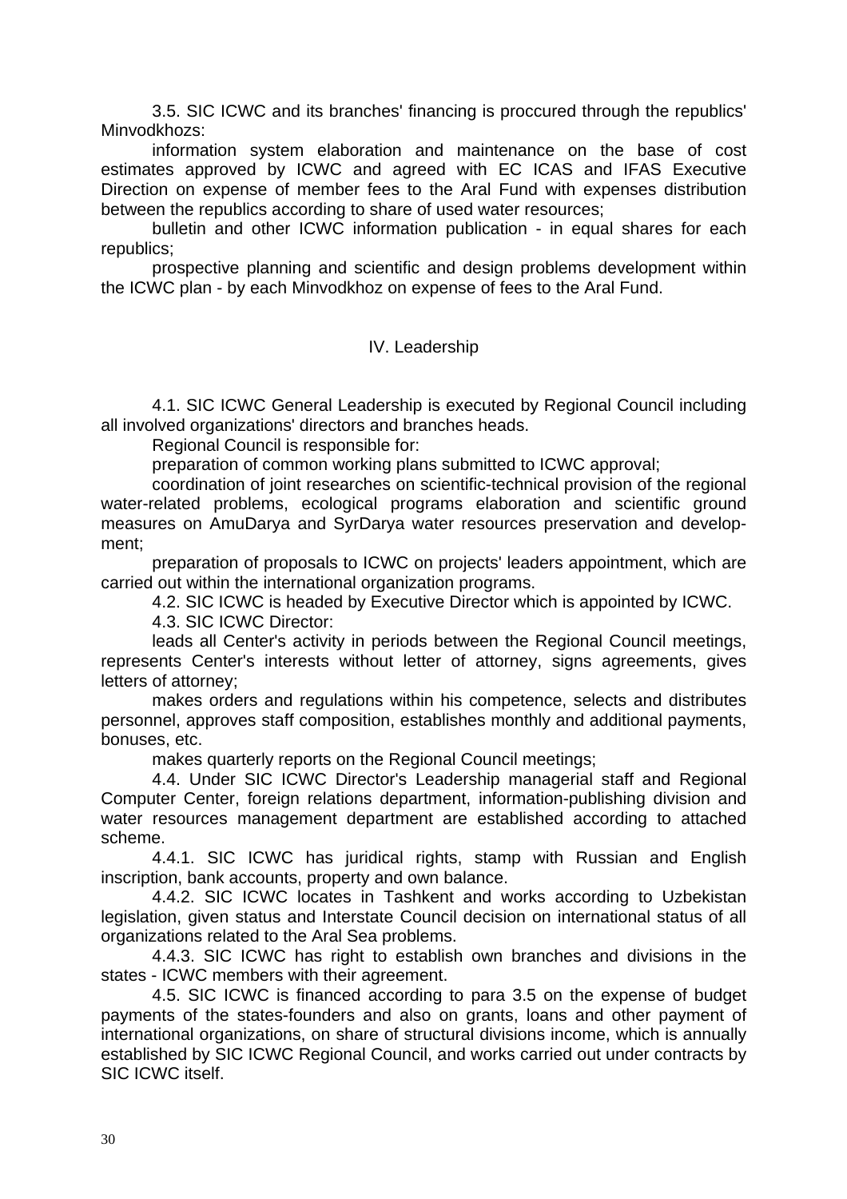3.5. SIC ICWC and its branches' financing is proccured through the republics' Minvodkhozs:

information system elaboration and maintenance on the base of cost estimates approved by ICWC and agreed with EC ICAS and IFAS Executive Direction on expense of member fees to the Aral Fund with expenses distribution between the republics according to share of used water resources;

bulletin and other ICWC information publication - in equal shares for each republics;

prospective planning and scientific and design problems development within the ICWC plan - by each Minvodkhoz on expense of fees to the Aral Fund.

## IV. Leadership

4.1. SIC ICWC General Leadership is executed by Regional Council including all involved organizations' directors and branches heads.

Regional Council is responsible for:

preparation of common working plans submitted to ICWC approval;

coordination of joint researches on scientific-technical provision of the regional water-related problems, ecological programs elaboration and scientific ground measures on AmuDarya and SyrDarya water resources preservation and development;

preparation of proposals to ICWC on projects' leaders appointment, which are carried out within the international organization programs.

4.2. SIC ICWC is headed by Executive Director which is appointed by ICWC.

4.3. SIC ICWC Director:

leads all Center's activity in periods between the Regional Council meetings, represents Center's interests without letter of attorney, signs agreements, gives letters of attorney;

makes orders and regulations within his competence, selects and distributes personnel, approves staff composition, establishes monthly and additional payments, bonuses, etc.

makes quarterly reports on the Regional Council meetings;

4.4. Under SIC ICWC Director's Leadership managerial staff and Regional Computer Center, foreign relations department, information-publishing division and water resources management department are established according to attached scheme.

4.4.1. SIC ICWC has juridical rights, stamp with Russian and English inscription, bank accounts, property and own balance.

4.4.2. SIC ICWC locates in Tashkent and works according to Uzbekistan legislation, given status and Interstate Council decision on international status of all organizations related to the Aral Sea problems.

4.4.3. SIC ICWC has right to establish own branches and divisions in the states - ICWC members with their agreement.

4.5. SIC ICWC is financed according to para 3.5 on the expense of budget payments of the states-founders and also on grants, loans and other payment of international organizations, on share of structural divisions income, which is annually established by SIC ICWC Regional Council, and works carried out under contracts by SIC ICWC itself.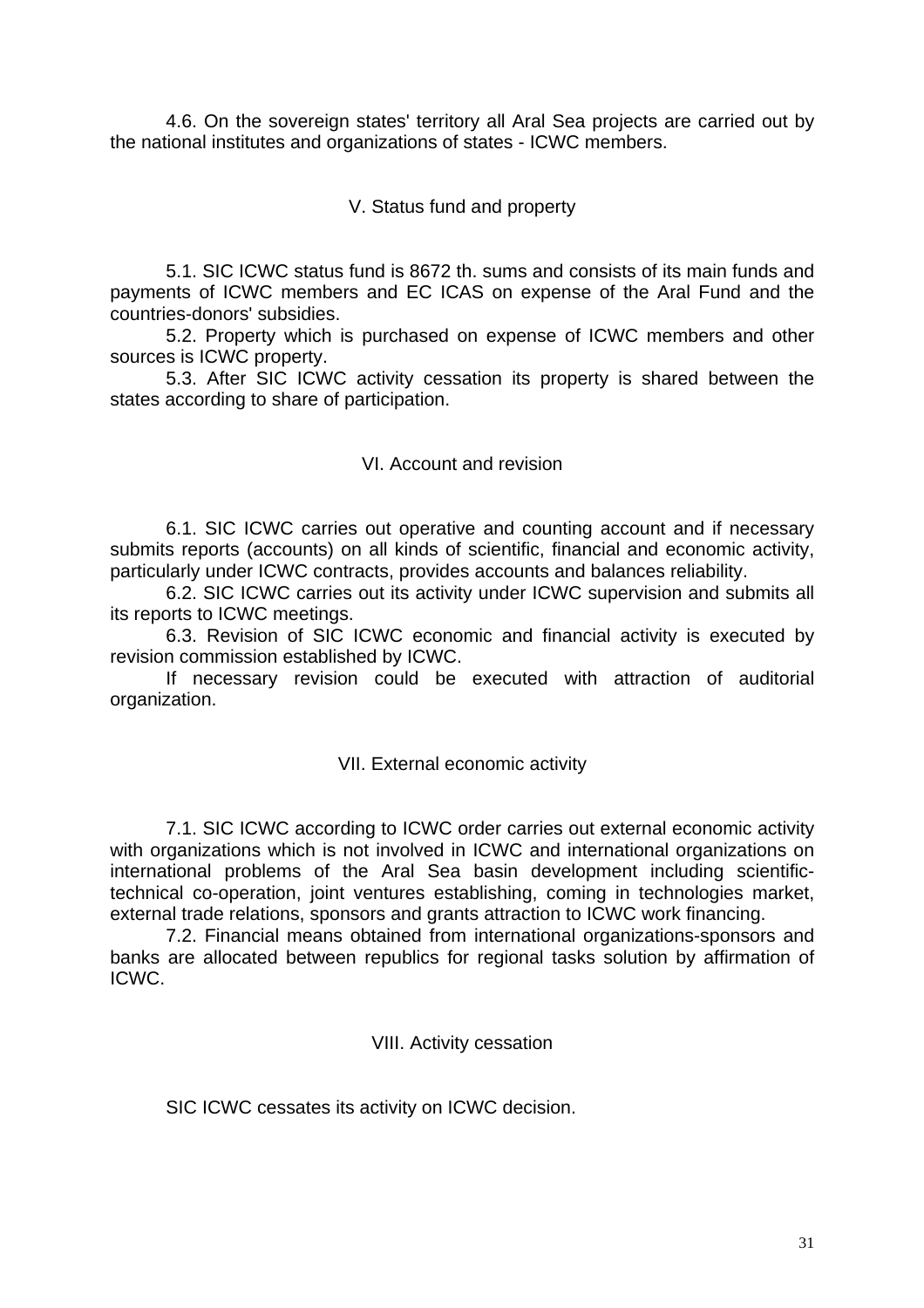4.6. On the sovereign states' territory all Aral Sea projects are carried out by the national institutes and organizations of states - ICWC members.

## V. Status fund and property

5.1. SIC ICWC status fund is 8672 th. sums and consists of its main funds and payments of ICWC members and EC ICAS on expense of the Aral Fund and the countries-donors' subsidies.

5.2. Property which is purchased on expense of ICWC members and other sources is ICWC property.

5.3. After SIC ICWC activity cessation its property is shared between the states according to share of participation.

## VI. Account and revision

6.1. SIC ICWC carries out operative and counting account and if necessary submits reports (accounts) on all kinds of scientific, financial and economic activity, particularly under ICWC contracts, provides accounts and balances reliability.

6.2. SIC ICWC carries out its activity under ICWC supervision and submits all its reports to ICWC meetings.

6.3. Revision of SIC ICWC economic and financial activity is executed by revision commission established by ICWC.

If necessary revision could be executed with attraction of auditorial organization.

## VII. External economic activity

7.1. SIC ICWC according to ICWC order carries out external economic activity with organizations which is not involved in ICWC and international organizations on international problems of the Aral Sea basin development including scientific-technical co-operation, joint ventures establishing, coming in technologies market, external trade relations, sponsors and grants attraction to ICWC work financing.

7.2. Financial means obtained from international organizations-sponsors and banks are allocated between republics for regional tasks solution by affirmation of ICWC.

## VIII. Activity cessation

SIC ICWC cessates its activity on ICWC decision.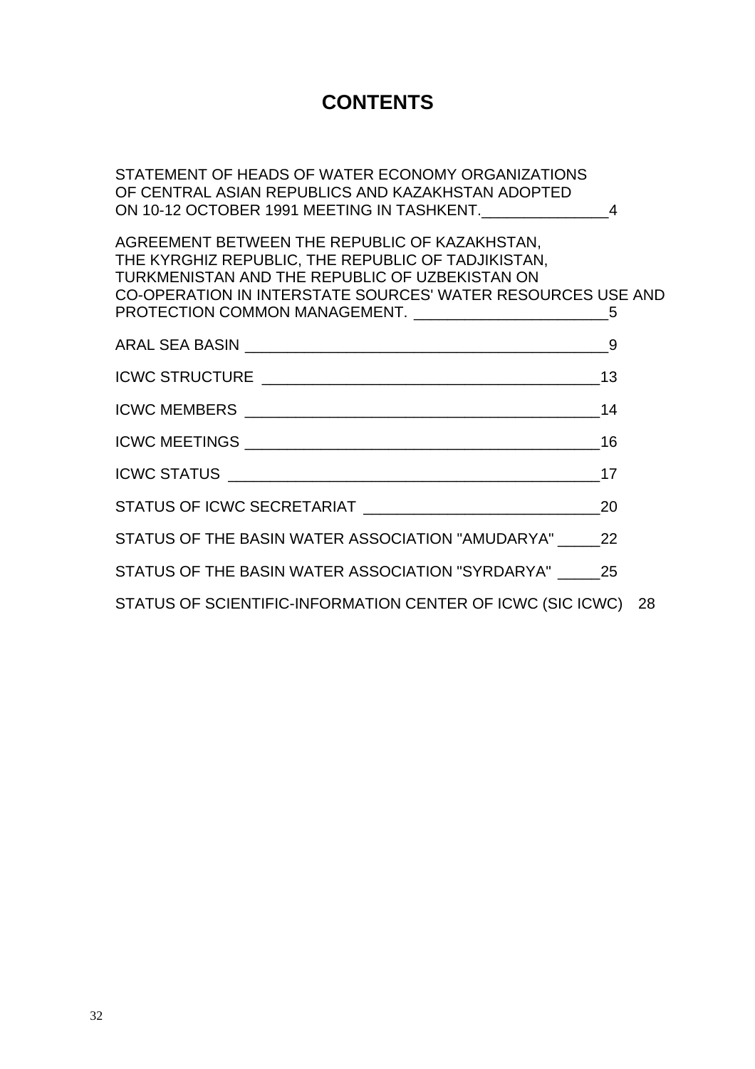# CONTENTS

STATEMENT OF HEADS OF WATER ECONOMY ORGANIZATIONS OF CENTRAL ASIAN REPUBLICS AND KAZAKHSTAN ADOPTED ON 10-12 OCTOBER 1991 MEETING IN TASHKENT. 4

AGREEMENT BETWEEN THE REPUBLIC OF KAZAKHSTAN, THE KYRGHIZ REPUBLIC, THE REPUBLIC OF TADJIKISTAN, TURKMENISTAN AND THE REPUBLIC OF UZBEKISTAN ON CO-OPERATION IN INTERSTATE SOURCES' WATER RESOURCES USE AND PROTECTION COMMON MANAGEMENT. 5

ARAL SEA BASIN 9

ICWC STRUCTURE 13

ICWC MEMBERS 14

ICWC MEETINGS 16

ICWC STATUS 17

STATUS OF ICWC SECRETARIAT 20

STATUS OF THE BASIN WATER ASSOCIATION "AMUDARYA" 22

STATUS OF THE BASIN WATER ASSOCIATION "SYRDARYA" 25

STATUS OF SCIENTIFIC-INFORMATION CENTER OF ICWC (SIC ICWC) 28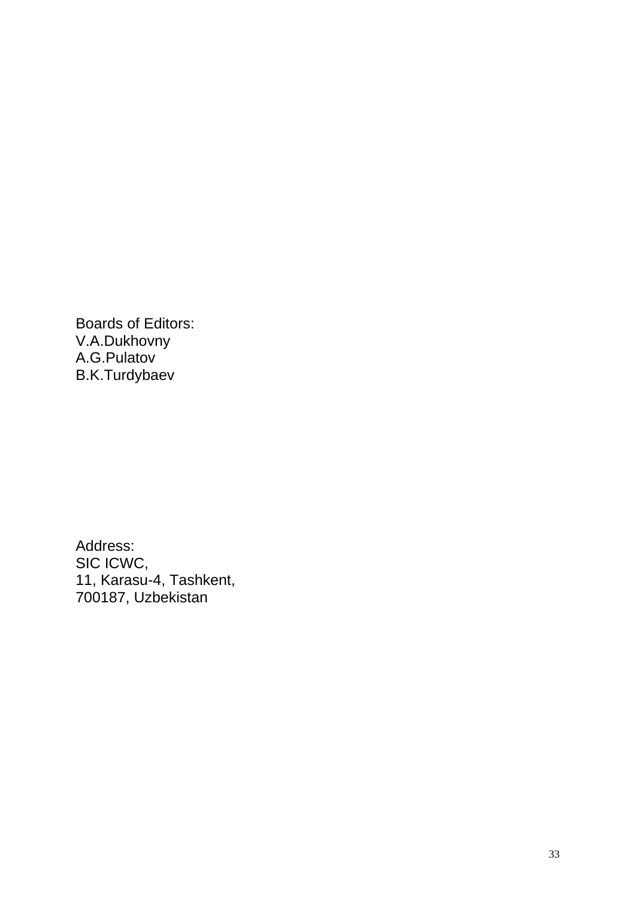Boards of Editors:
V.A.Dukhovny
A.G.Pulatov
B.K.Turdybaev

Address:
SIC ICWC,
11, Karasu-4, Tashkent,
700187, Uzbekistan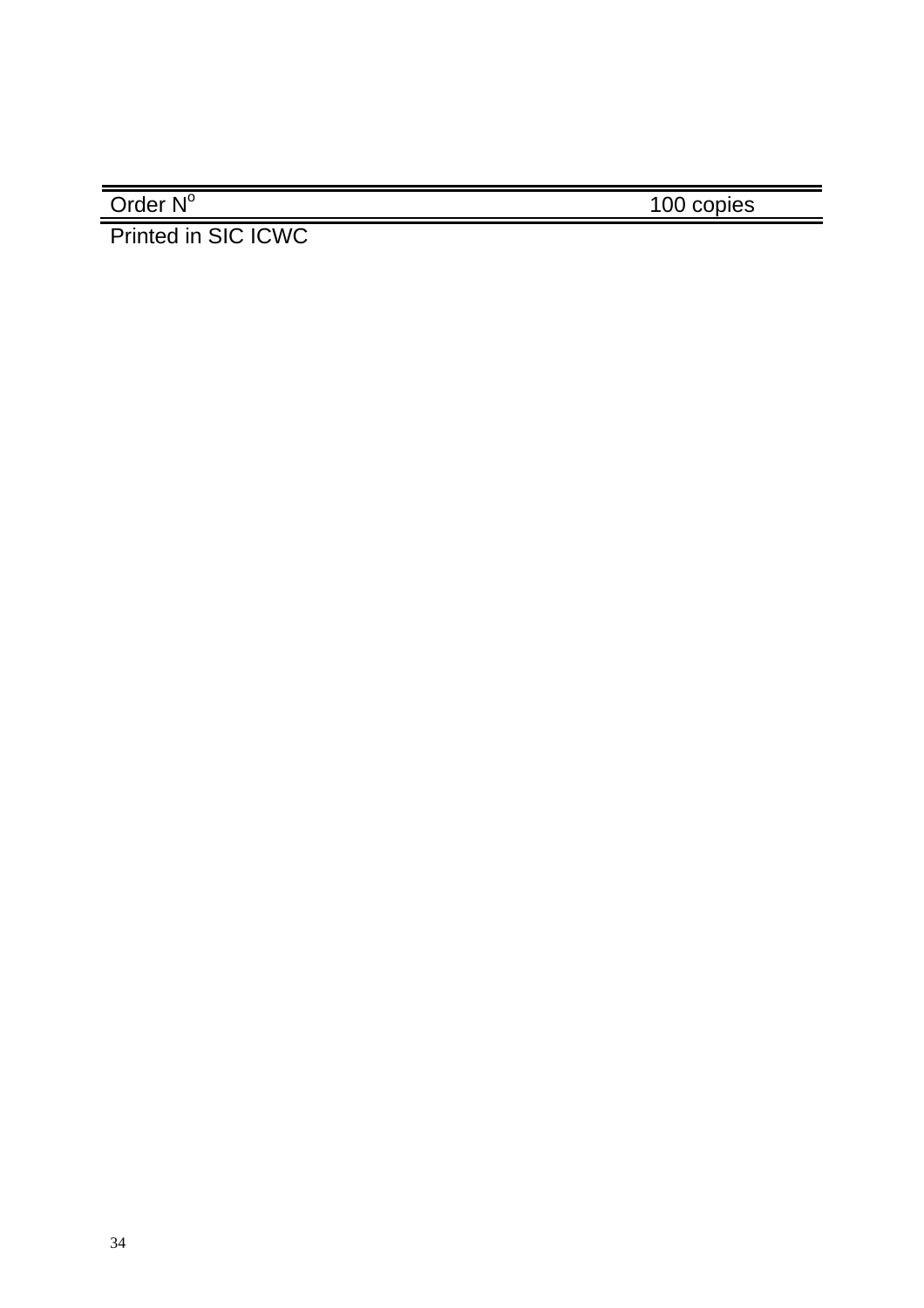| | |
|---|---|
| Order N$^{o}$ | 100 copies |

Printed in SIC ICWC